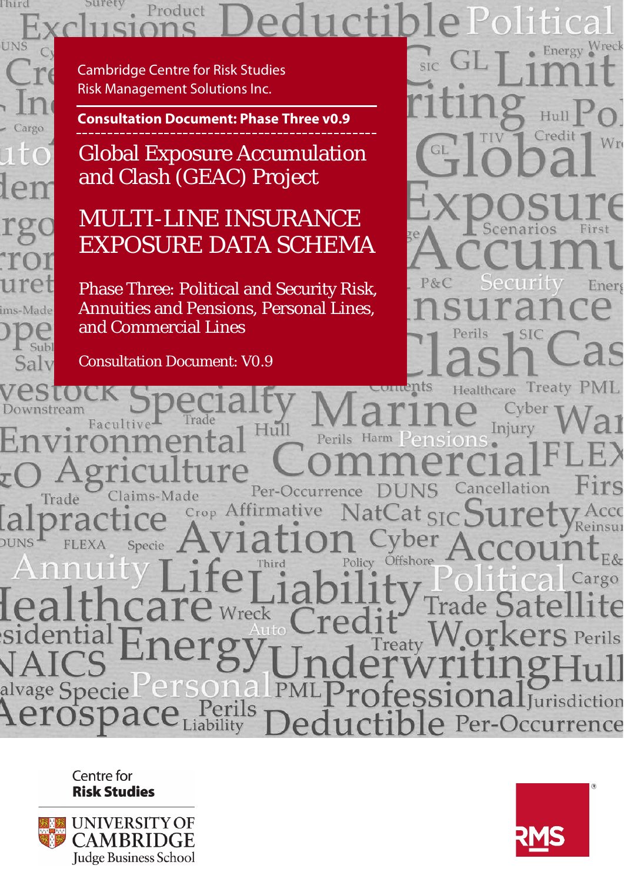Cambridge Centre for Risk Studies
Risk Management Solutions Inc.

**Consultation Document: Phase Three v0.9**

# Global Exposure Accumulation and Clash (GEAC) Project

# MULTI-LINE INSURANCE EXPOSURE DATA SCHEMA

Phase Three: Political and Security Risk, Annuities and Pensions, Personal Lines, and Commercial Lines

Consultation Document: V0.9

Centre for **Risk Studies**

UNIVERSITY OF CAMBRIDGE
Judge Business School

RMS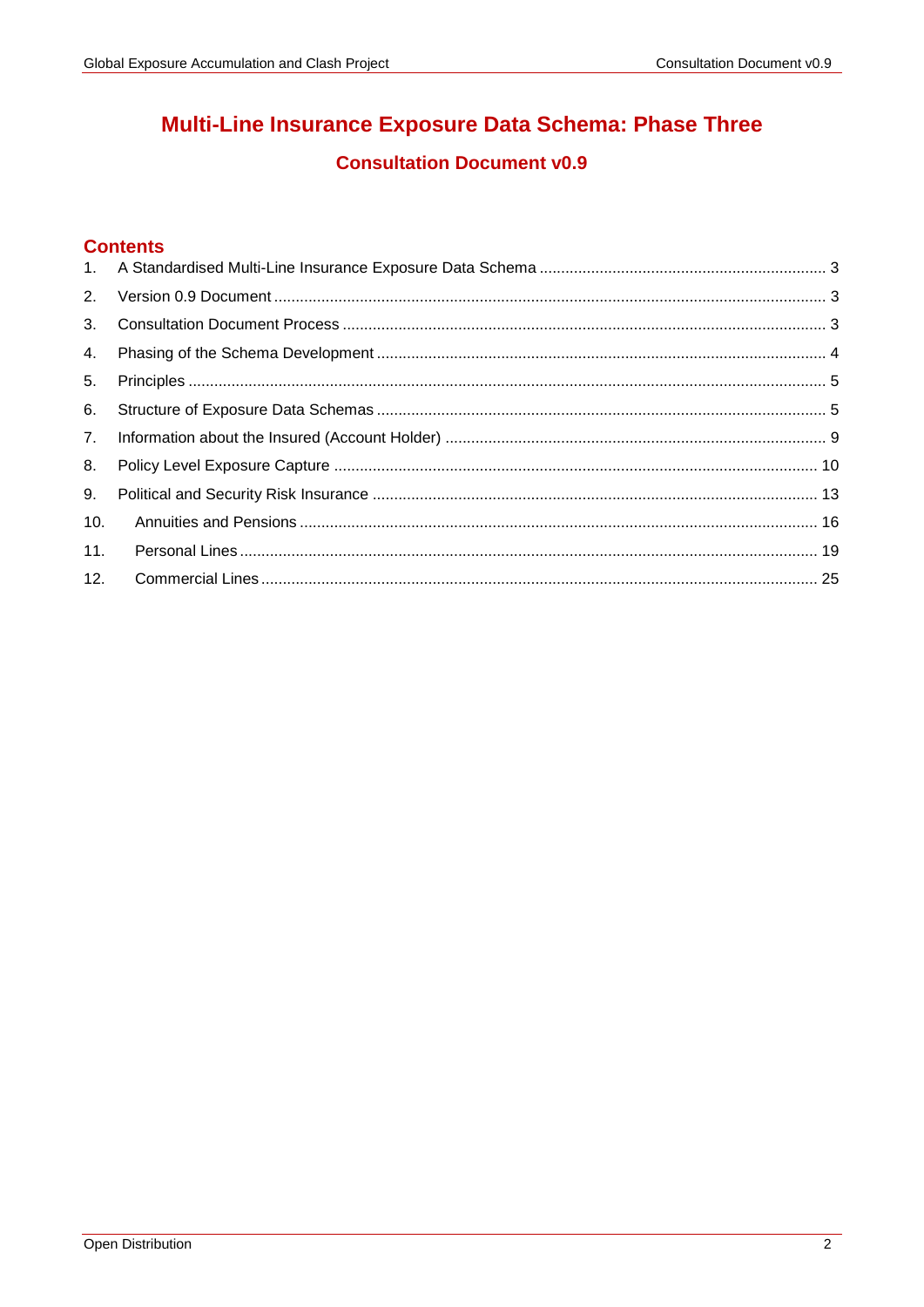# Multi-Line Insurance Exposure Data Schema: Phase Three

## Consultation Document v0.9

## Contents

1. A Standardised Multi-Line Insurance Exposure Data Schema ........ 3
2. Version 0.9 Document ........ 3
3. Consultation Document Process ........ 3
4. Phasing of the Schema Development ........ 4
5. Principles ........ 5
6. Structure of Exposure Data Schemas ........ 5
7. Information about the Insured (Account Holder) ........ 9
8. Policy Level Exposure Capture ........ 10
9. Political and Security Risk Insurance ........ 13
10. Annuities and Pensions ........ 16
11. Personal Lines ........ 19
12. Commercial Lines ........ 25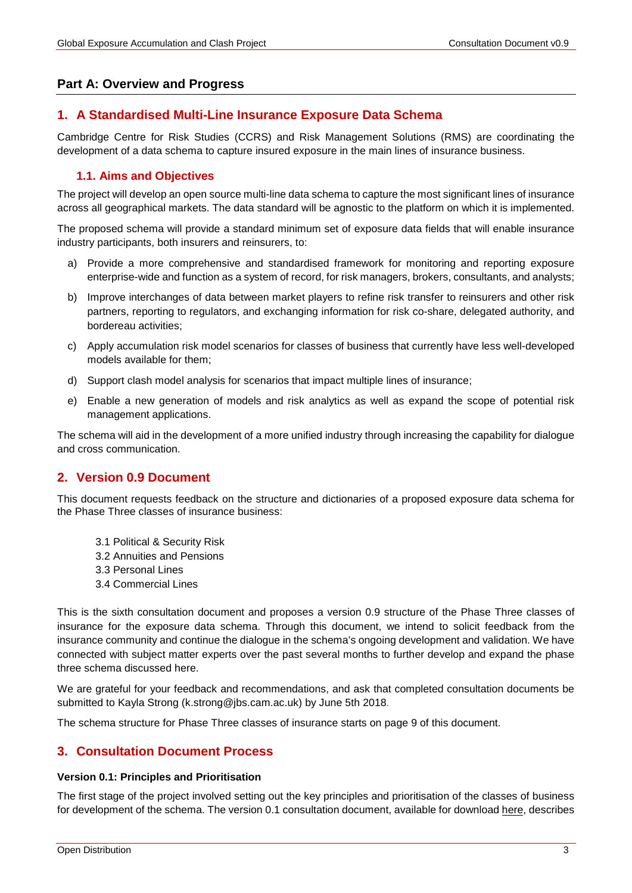## Part A: Overview and Progress

## 1. A Standardised Multi-Line Insurance Exposure Data Schema

Cambridge Centre for Risk Studies (CCRS) and Risk Management Solutions (RMS) are coordinating the development of a data schema to capture insured exposure in the main lines of insurance business.

### 1.1. Aims and Objectives

The project will develop an open source multi-line data schema to capture the most significant lines of insurance across all geographical markets. The data standard will be agnostic to the platform on which it is implemented.

The proposed schema will provide a standard minimum set of exposure data fields that will enable insurance industry participants, both insurers and reinsurers, to:

a) Provide a more comprehensive and standardised framework for monitoring and reporting exposure enterprise-wide and function as a system of record, for risk managers, brokers, consultants, and analysts;

b) Improve interchanges of data between market players to refine risk transfer to reinsurers and other risk partners, reporting to regulators, and exchanging information for risk co-share, delegated authority, and bordereau activities;

c) Apply accumulation risk model scenarios for classes of business that currently have less well-developed models available for them;

d) Support clash model analysis for scenarios that impact multiple lines of insurance;

e) Enable a new generation of models and risk analytics as well as expand the scope of potential risk management applications.

The schema will aid in the development of a more unified industry through increasing the capability for dialogue and cross communication.

## 2. Version 0.9 Document

This document requests feedback on the structure and dictionaries of a proposed exposure data schema for the Phase Three classes of insurance business:

3.1 Political & Security Risk
3.2 Annuities and Pensions
3.3 Personal Lines
3.4 Commercial Lines

This is the sixth consultation document and proposes a version 0.9 structure of the Phase Three classes of insurance for the exposure data schema. Through this document, we intend to solicit feedback from the insurance community and continue the dialogue in the schema's ongoing development and validation. We have connected with subject matter experts over the past several months to further develop and expand the phase three schema discussed here.

We are grateful for your feedback and recommendations, and ask that completed consultation documents be submitted to Kayla Strong (k.strong@jbs.cam.ac.uk) by June 5th 2018.

The schema structure for Phase Three classes of insurance starts on page 9 of this document.

## 3. Consultation Document Process

**Version 0.1: Principles and Prioritisation**

The first stage of the project involved setting out the key principles and prioritisation of the classes of business for development of the schema. The version 0.1 consultation document, available for download here, describes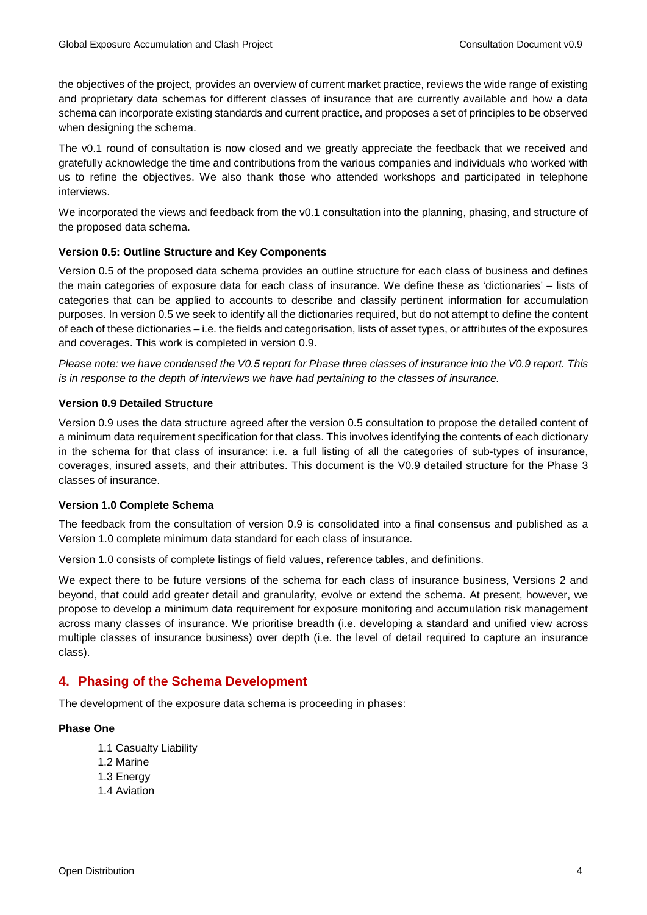the objectives of the project, provides an overview of current market practice, reviews the wide range of existing and proprietary data schemas for different classes of insurance that are currently available and how a data schema can incorporate existing standards and current practice, and proposes a set of principles to be observed when designing the schema.

The v0.1 round of consultation is now closed and we greatly appreciate the feedback that we received and gratefully acknowledge the time and contributions from the various companies and individuals who worked with us to refine the objectives. We also thank those who attended workshops and participated in telephone interviews.

We incorporated the views and feedback from the v0.1 consultation into the planning, phasing, and structure of the proposed data schema.

**Version 0.5: Outline Structure and Key Components**

Version 0.5 of the proposed data schema provides an outline structure for each class of business and defines the main categories of exposure data for each class of insurance. We define these as 'dictionaries' – lists of categories that can be applied to accounts to describe and classify pertinent information for accumulation purposes. In version 0.5 we seek to identify all the dictionaries required, but do not attempt to define the content of each of these dictionaries – i.e. the fields and categorisation, lists of asset types, or attributes of the exposures and coverages. This work is completed in version 0.9.

*Please note: we have condensed the V0.5 report for Phase three classes of insurance into the V0.9 report. This is in response to the depth of interviews we have had pertaining to the classes of insurance.*

**Version 0.9 Detailed Structure**

Version 0.9 uses the data structure agreed after the version 0.5 consultation to propose the detailed content of a minimum data requirement specification for that class. This involves identifying the contents of each dictionary in the schema for that class of insurance: i.e. a full listing of all the categories of sub-types of insurance, coverages, insured assets, and their attributes. This document is the V0.9 detailed structure for the Phase 3 classes of insurance.

**Version 1.0 Complete Schema**

The feedback from the consultation of version 0.9 is consolidated into a final consensus and published as a Version 1.0 complete minimum data standard for each class of insurance.

Version 1.0 consists of complete listings of field values, reference tables, and definitions.

We expect there to be future versions of the schema for each class of insurance business, Versions 2 and beyond, that could add greater detail and granularity, evolve or extend the schema. At present, however, we propose to develop a minimum data requirement for exposure monitoring and accumulation risk management across many classes of insurance. We prioritise breadth (i.e. developing a standard and unified view across multiple classes of insurance business) over depth (i.e. the level of detail required to capture an insurance class).

## 4. Phasing of the Schema Development

The development of the exposure data schema is proceeding in phases:

**Phase One**

- 1.1 Casualty Liability
- 1.2 Marine
- 1.3 Energy
- 1.4 Aviation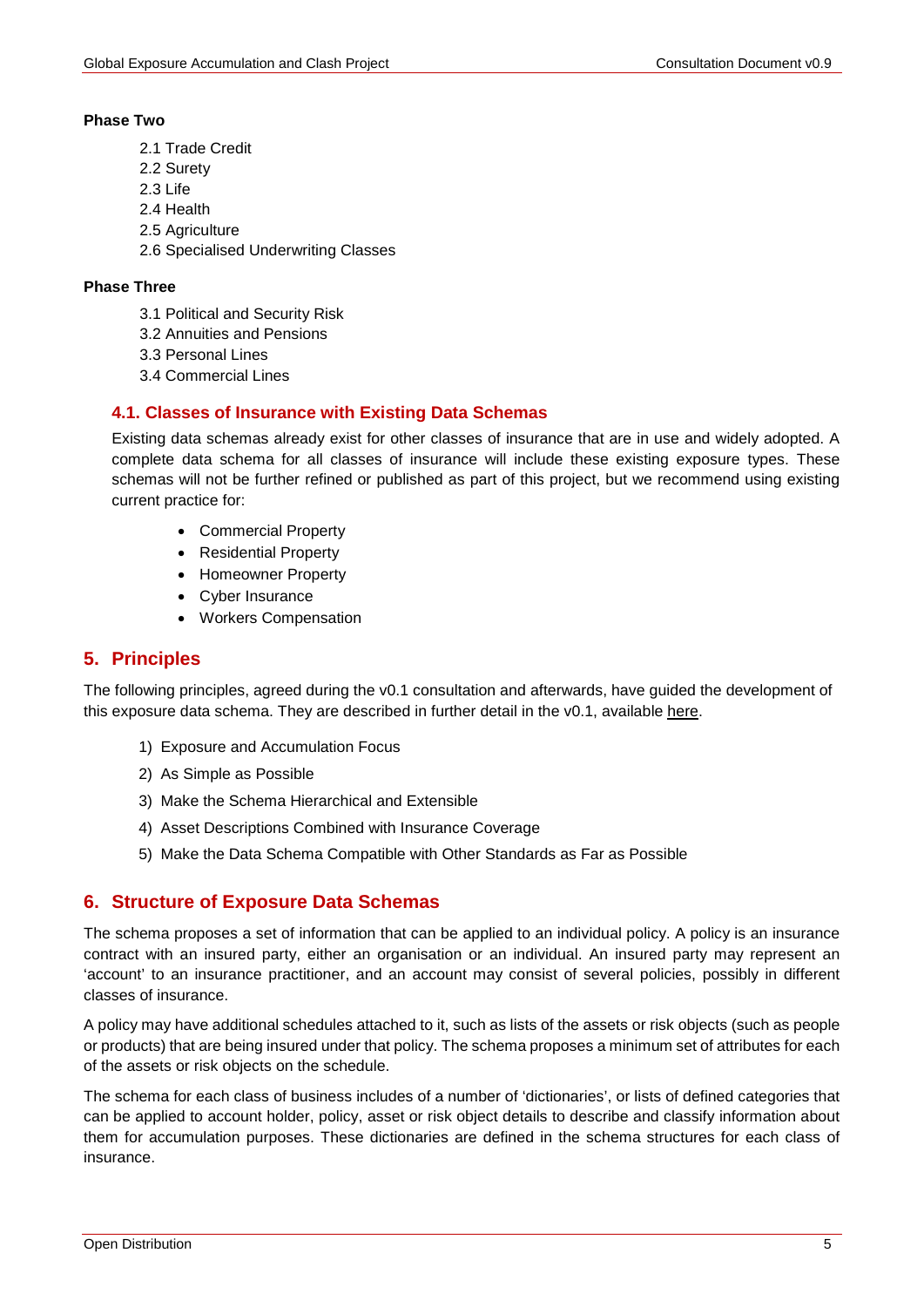**Phase Two**

2.1 Trade Credit
2.2 Surety
2.3 Life
2.4 Health
2.5 Agriculture
2.6 Specialised Underwriting Classes

**Phase Three**

3.1 Political and Security Risk
3.2 Annuities and Pensions
3.3 Personal Lines
3.4 Commercial Lines

### 4.1. Classes of Insurance with Existing Data Schemas

Existing data schemas already exist for other classes of insurance that are in use and widely adopted. A complete data schema for all classes of insurance will include these existing exposure types. These schemas will not be further refined or published as part of this project, but we recommend using existing current practice for:

- Commercial Property
- Residential Property
- Homeowner Property
- Cyber Insurance
- Workers Compensation

## 5. Principles

The following principles, agreed during the v0.1 consultation and afterwards, have guided the development of this exposure data schema. They are described in further detail in the v0.1, available here.

1) Exposure and Accumulation Focus
2) As Simple as Possible
3) Make the Schema Hierarchical and Extensible
4) Asset Descriptions Combined with Insurance Coverage
5) Make the Data Schema Compatible with Other Standards as Far as Possible

## 6. Structure of Exposure Data Schemas

The schema proposes a set of information that can be applied to an individual policy. A policy is an insurance contract with an insured party, either an organisation or an individual. An insured party may represent an 'account' to an insurance practitioner, and an account may consist of several policies, possibly in different classes of insurance.

A policy may have additional schedules attached to it, such as lists of the assets or risk objects (such as people or products) that are being insured under that policy. The schema proposes a minimum set of attributes for each of the assets or risk objects on the schedule.

The schema for each class of business includes of a number of 'dictionaries', or lists of defined categories that can be applied to account holder, policy, asset or risk object details to describe and classify information about them for accumulation purposes. These dictionaries are defined in the schema structures for each class of insurance.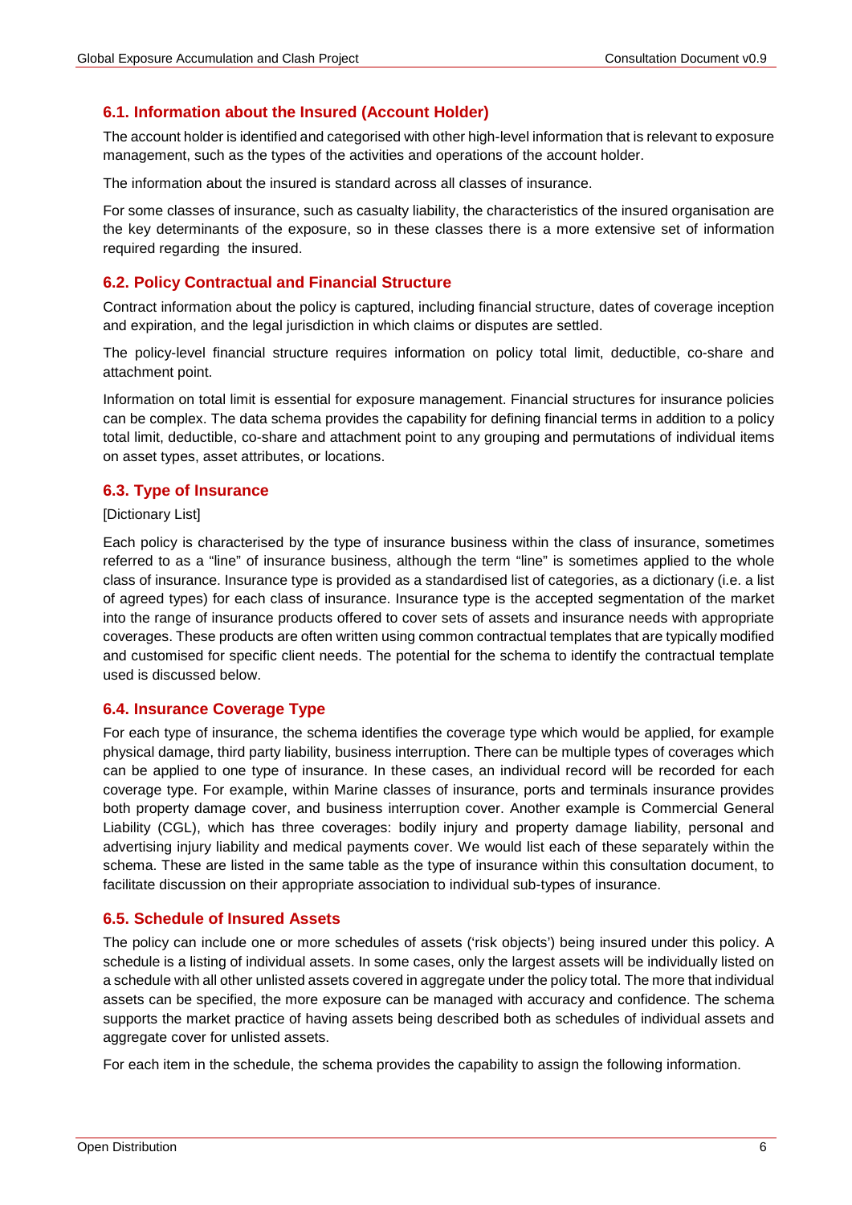## 6.1. Information about the Insured (Account Holder)

The account holder is identified and categorised with other high-level information that is relevant to exposure management, such as the types of the activities and operations of the account holder.

The information about the insured is standard across all classes of insurance.

For some classes of insurance, such as casualty liability, the characteristics of the insured organisation are the key determinants of the exposure, so in these classes there is a more extensive set of information required regarding the insured.

## 6.2. Policy Contractual and Financial Structure

Contract information about the policy is captured, including financial structure, dates of coverage inception and expiration, and the legal jurisdiction in which claims or disputes are settled.

The policy-level financial structure requires information on policy total limit, deductible, co-share and attachment point.

Information on total limit is essential for exposure management. Financial structures for insurance policies can be complex. The data schema provides the capability for defining financial terms in addition to a policy total limit, deductible, co-share and attachment point to any grouping and permutations of individual items on asset types, asset attributes, or locations.

## 6.3. Type of Insurance

[Dictionary List]

Each policy is characterised by the type of insurance business within the class of insurance, sometimes referred to as a "line" of insurance business, although the term "line" is sometimes applied to the whole class of insurance. Insurance type is provided as a standardised list of categories, as a dictionary (i.e. a list of agreed types) for each class of insurance. Insurance type is the accepted segmentation of the market into the range of insurance products offered to cover sets of assets and insurance needs with appropriate coverages. These products are often written using common contractual templates that are typically modified and customised for specific client needs. The potential for the schema to identify the contractual template used is discussed below.

## 6.4. Insurance Coverage Type

For each type of insurance, the schema identifies the coverage type which would be applied, for example physical damage, third party liability, business interruption. There can be multiple types of coverages which can be applied to one type of insurance. In these cases, an individual record will be recorded for each coverage type. For example, within Marine classes of insurance, ports and terminals insurance provides both property damage cover, and business interruption cover. Another example is Commercial General Liability (CGL), which has three coverages: bodily injury and property damage liability, personal and advertising injury liability and medical payments cover. We would list each of these separately within the schema. These are listed in the same table as the type of insurance within this consultation document, to facilitate discussion on their appropriate association to individual sub-types of insurance.

## 6.5. Schedule of Insured Assets

The policy can include one or more schedules of assets ('risk objects') being insured under this policy. A schedule is a listing of individual assets. In some cases, only the largest assets will be individually listed on a schedule with all other unlisted assets covered in aggregate under the policy total. The more that individual assets can be specified, the more exposure can be managed with accuracy and confidence. The schema supports the market practice of having assets being described both as schedules of individual assets and aggregate cover for unlisted assets.

For each item in the schedule, the schema provides the capability to assign the following information.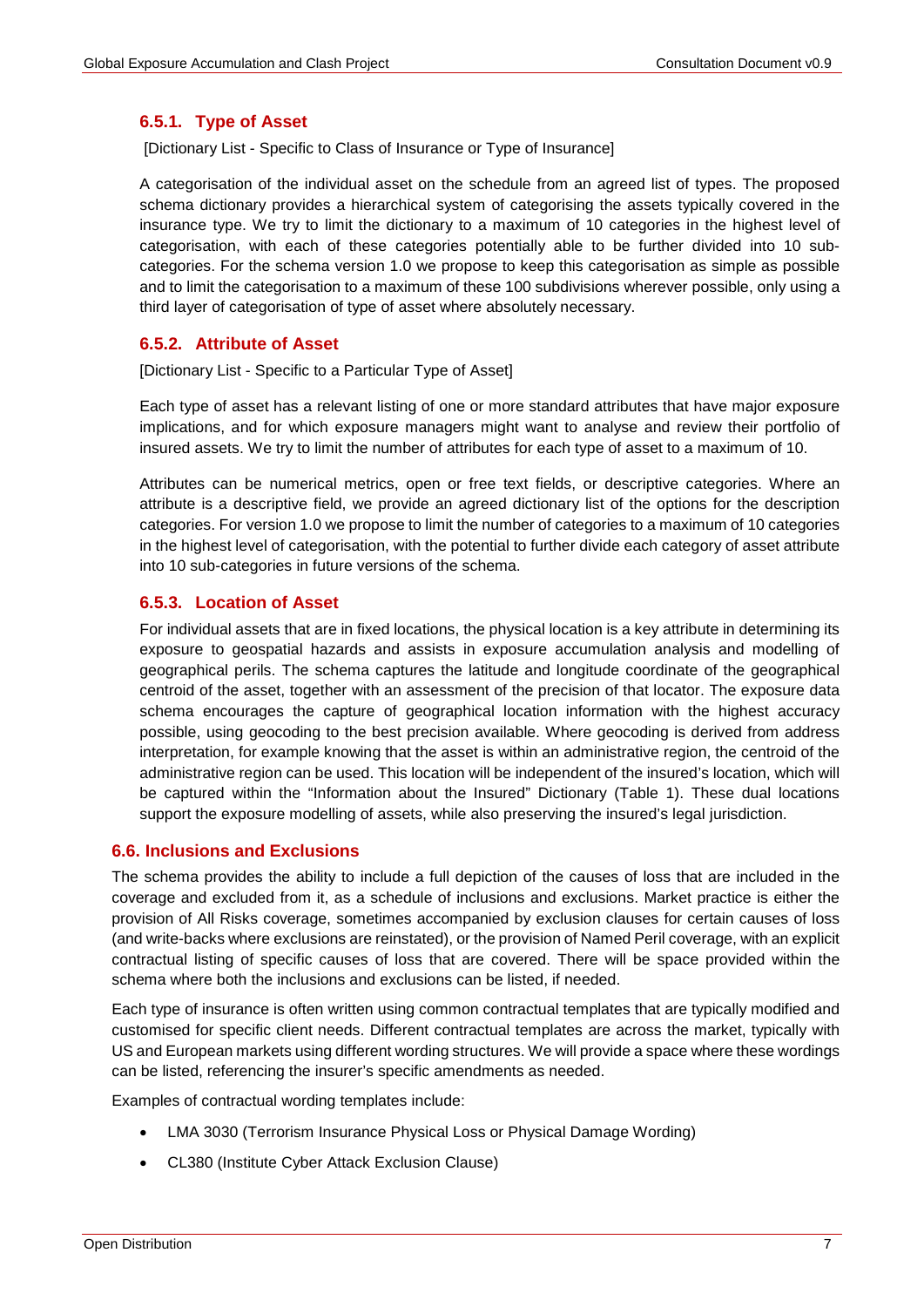#### 6.5.1. Type of Asset

[Dictionary List - Specific to Class of Insurance or Type of Insurance]

A categorisation of the individual asset on the schedule from an agreed list of types. The proposed schema dictionary provides a hierarchical system of categorising the assets typically covered in the insurance type. We try to limit the dictionary to a maximum of 10 categories in the highest level of categorisation, with each of these categories potentially able to be further divided into 10 sub-categories. For the schema version 1.0 we propose to keep this categorisation as simple as possible and to limit the categorisation to a maximum of these 100 subdivisions wherever possible, only using a third layer of categorisation of type of asset where absolutely necessary.

#### 6.5.2. Attribute of Asset

[Dictionary List - Specific to a Particular Type of Asset]

Each type of asset has a relevant listing of one or more standard attributes that have major exposure implications, and for which exposure managers might want to analyse and review their portfolio of insured assets. We try to limit the number of attributes for each type of asset to a maximum of 10.

Attributes can be numerical metrics, open or free text fields, or descriptive categories. Where an attribute is a descriptive field, we provide an agreed dictionary list of the options for the description categories. For version 1.0 we propose to limit the number of categories to a maximum of 10 categories in the highest level of categorisation, with the potential to further divide each category of asset attribute into 10 sub-categories in future versions of the schema.

#### 6.5.3. Location of Asset

For individual assets that are in fixed locations, the physical location is a key attribute in determining its exposure to geospatial hazards and assists in exposure accumulation analysis and modelling of geographical perils. The schema captures the latitude and longitude coordinate of the geographical centroid of the asset, together with an assessment of the precision of that locator. The exposure data schema encourages the capture of geographical location information with the highest accuracy possible, using geocoding to the best precision available. Where geocoding is derived from address interpretation, for example knowing that the asset is within an administrative region, the centroid of the administrative region can be used. This location will be independent of the insured's location, which will be captured within the "Information about the Insured" Dictionary (Table 1). These dual locations support the exposure modelling of assets, while also preserving the insured's legal jurisdiction.

### 6.6. Inclusions and Exclusions

The schema provides the ability to include a full depiction of the causes of loss that are included in the coverage and excluded from it, as a schedule of inclusions and exclusions. Market practice is either the provision of All Risks coverage, sometimes accompanied by exclusion clauses for certain causes of loss (and write-backs where exclusions are reinstated), or the provision of Named Peril coverage, with an explicit contractual listing of specific causes of loss that are covered. There will be space provided within the schema where both the inclusions and exclusions can be listed, if needed.

Each type of insurance is often written using common contractual templates that are typically modified and customised for specific client needs. Different contractual templates are across the market, typically with US and European markets using different wording structures. We will provide a space where these wordings can be listed, referencing the insurer's specific amendments as needed.

Examples of contractual wording templates include:

- LMA 3030 (Terrorism Insurance Physical Loss or Physical Damage Wording)
- CL380 (Institute Cyber Attack Exclusion Clause)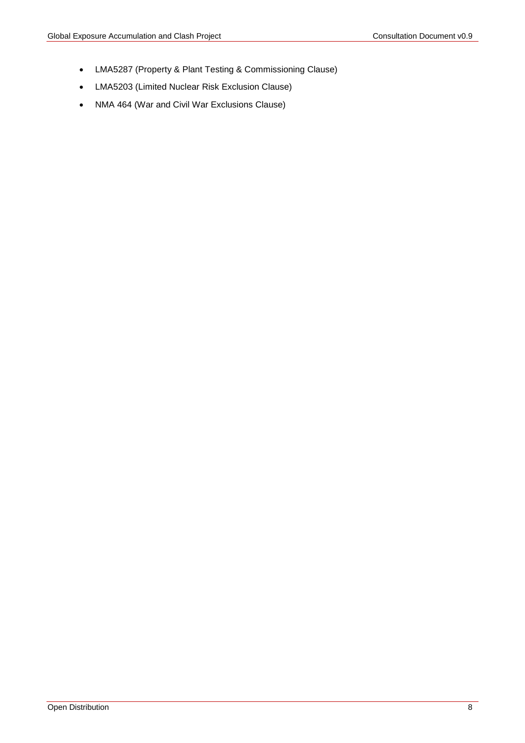- LMA5287 (Property & Plant Testing & Commissioning Clause)
- LMA5203 (Limited Nuclear Risk Exclusion Clause)
- NMA 464 (War and Civil War Exclusions Clause)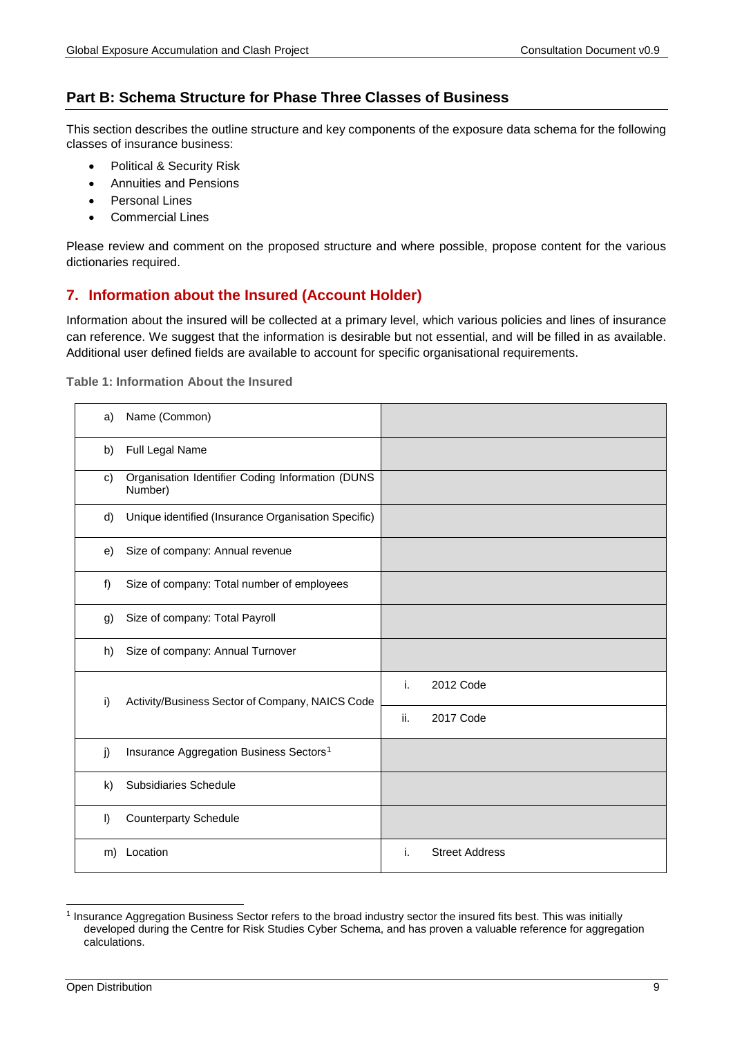## Part B: Schema Structure for Phase Three Classes of Business

This section describes the outline structure and key components of the exposure data schema for the following classes of insurance business:

- Political & Security Risk
- Annuities and Pensions
- Personal Lines
- Commercial Lines

Please review and comment on the proposed structure and where possible, propose content for the various dictionaries required.

## 7. Information about the Insured (Account Holder)

Information about the insured will be collected at a primary level, which various policies and lines of insurance can reference. We suggest that the information is desirable but not essential, and will be filled in as available. Additional user defined fields are available to account for specific organisational requirements.

**Table 1: Information About the Insured**

| | | | |
|---|---|---|---|
| a) | Name (Common) | | |
| b) | Full Legal Name | | |
| c) | Organisation Identifier Coding Information (DUNS Number) | | |
| d) | Unique identified (Insurance Organisation Specific) | | |
| e) | Size of company: Annual revenue | | |
| f) | Size of company: Total number of employees | | |
| g) | Size of company: Total Payroll | | |
| h) | Size of company: Annual Turnover | | |
| i) | Activity/Business Sector of Company, NAICS Code | i. | 2012 Code |
| | | ii. | 2017 Code |
| j) | Insurance Aggregation Business Sectors[1] | | |
| k) | Subsidiaries Schedule | | |
| l) | Counterparty Schedule | | |
| m) | Location | i. | Street Address |

[1] Insurance Aggregation Business Sector refers to the broad industry sector the insured fits best. This was initially developed during the Centre for Risk Studies Cyber Schema, and has proven a valuable reference for aggregation calculations.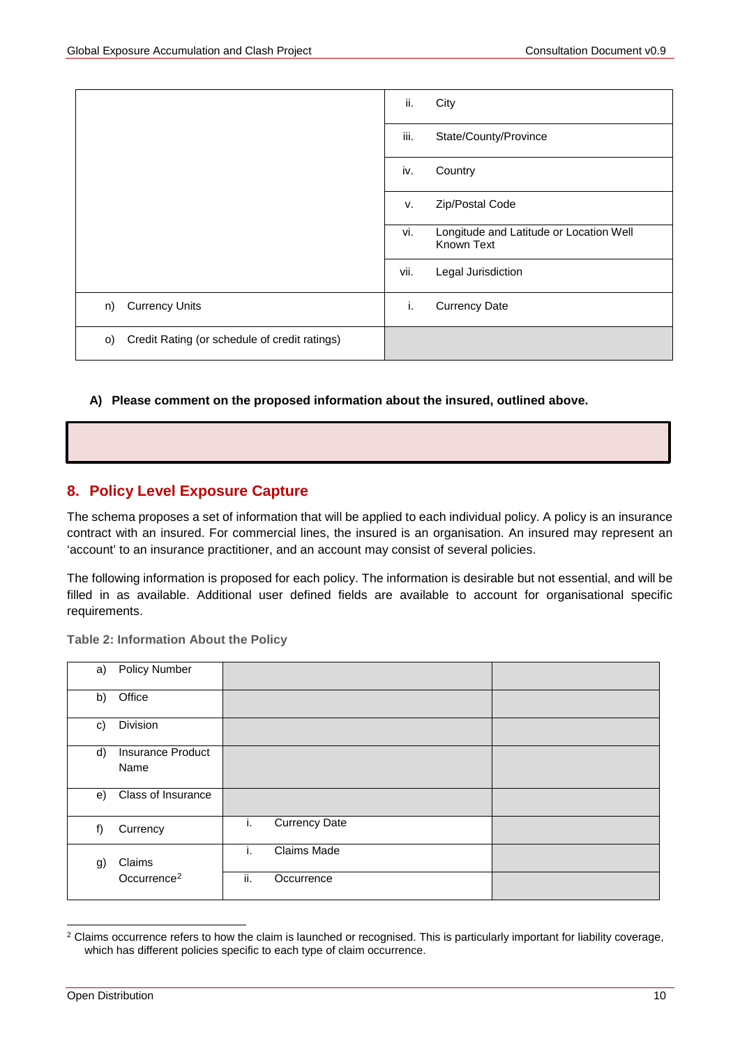| | | |
|---|---|---|
| | ii. | City |
| | iii. | State/County/Province |
| | iv. | Country |
| | v. | Zip/Postal Code |
| | vi. | Longitude and Latitude or Location Well Known Text |
| | vii. | Legal Jurisdiction |
| n) Currency Units | i. | Currency Date |
| o) Credit Rating (or schedule of credit ratings) | | |

**A) Please comment on the proposed information about the insured, outlined above.**

## 8. Policy Level Exposure Capture

The schema proposes a set of information that will be applied to each individual policy. A policy is an insurance contract with an insured. For commercial lines, the insured is an organisation. An insured may represent an 'account' to an insurance practitioner, and an account may consist of several policies.

The following information is proposed for each policy. The information is desirable but not essential, and will be filled in as available. Additional user defined fields are available to account for organisational specific requirements.

**Table 2: Information About the Policy**

| | | |
|---|---|---|
| a) Policy Number | | |
| b) Office | | |
| c) Division | | |
| d) Insurance Product Name | | |
| e) Class of Insurance | | |
| f) Currency | i. Currency Date | |
| g) Claims Occurrence[2] | i. Claims Made | |
| | ii. Occurrence | |

[2] Claims occurrence refers to how the claim is launched or recognised. This is particularly important for liability coverage, which has different policies specific to each type of claim occurrence.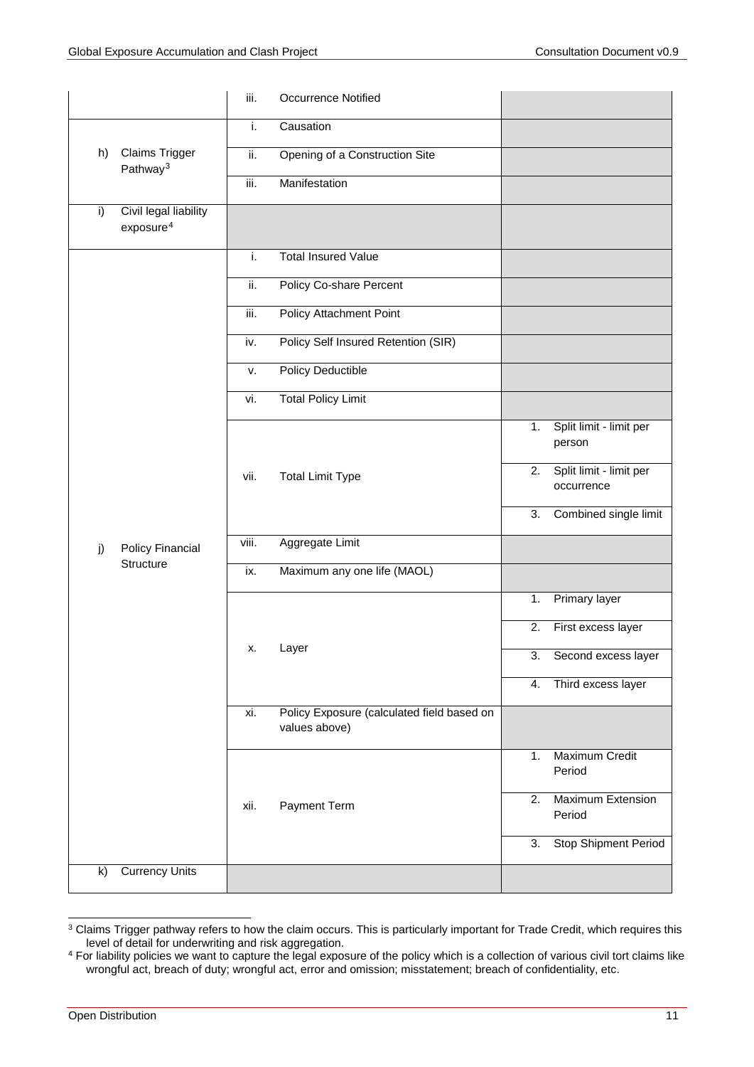| | | |
|---|---|---|
| | iii. Occurrence Notified | |
| h) Claims Trigger Pathway[3] | i. Causation | |
| | ii. Opening of a Construction Site | |
| | iii. Manifestation | |
| i) Civil legal liability exposure[4] | | |
| j) Policy Financial Structure | i. Total Insured Value | |
| | ii. Policy Co-share Percent | |
| | iii. Policy Attachment Point | |
| | iv. Policy Self Insured Retention (SIR) | |
| | v. Policy Deductible | |
| | vi. Total Policy Limit | |
| | vii. Total Limit Type | 1. Split limit - limit per person |
| | | 2. Split limit - limit per occurrence |
| | | 3. Combined single limit |
| | viii. Aggregate Limit | |
| | ix. Maximum any one life (MAOL) | |
| | x. Layer | 1. Primary layer |
| | | 2. First excess layer |
| | | 3. Second excess layer |
| | | 4. Third excess layer |
| | xi. Policy Exposure (calculated field based on values above) | |
| | xii. Payment Term | 1. Maximum Credit Period |
| | | 2. Maximum Extension Period |
| | | 3. Stop Shipment Period |
| k) Currency Units | | |

[3] Claims Trigger pathway refers to how the claim occurs. This is particularly important for Trade Credit, which requires this level of detail for underwriting and risk aggregation.

[4] For liability policies we want to capture the legal exposure of the policy which is a collection of various civil tort claims like wrongful act, breach of duty; wrongful act, error and omission; misstatement; breach of confidentiality, etc.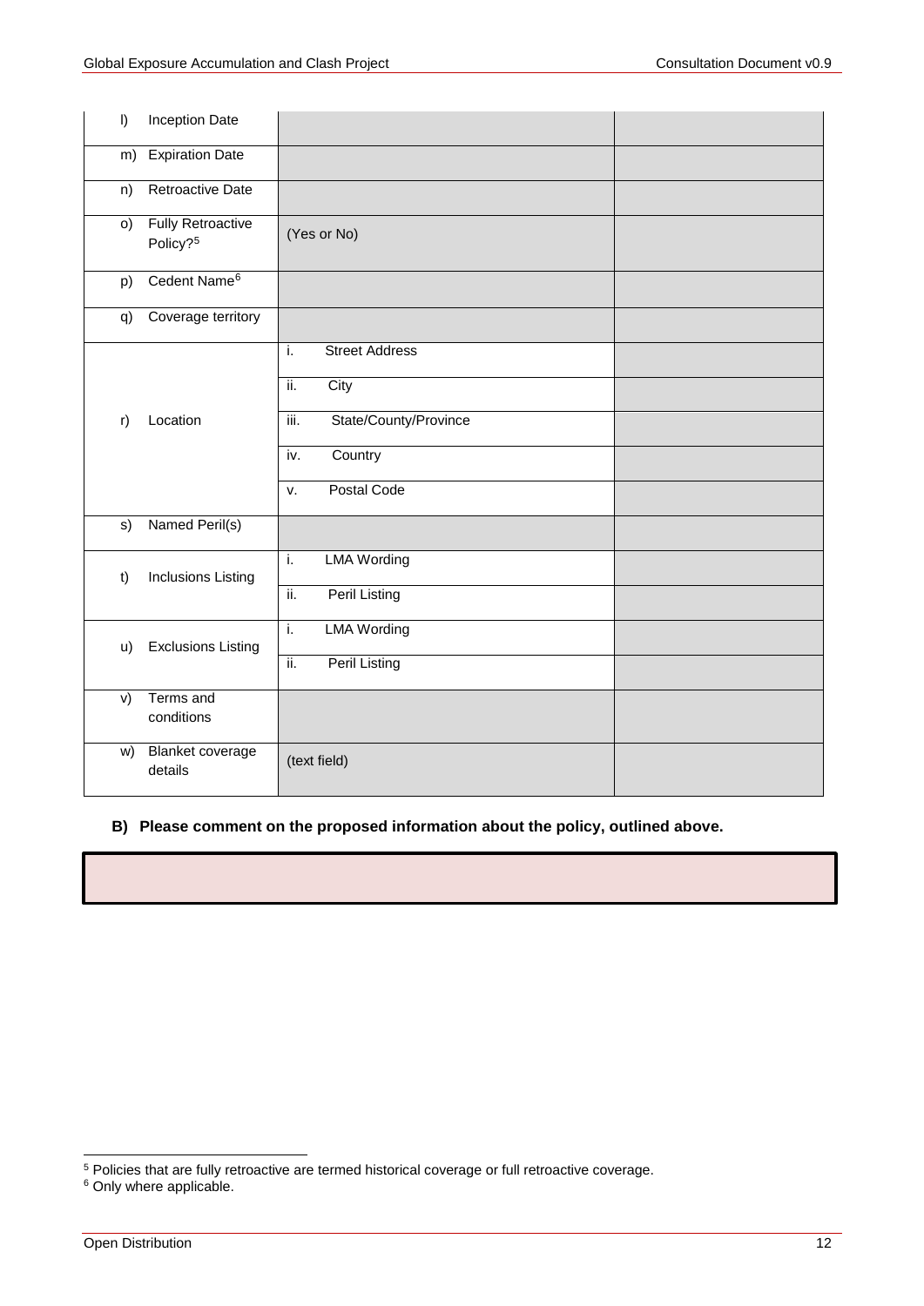| | | | |
|---|---|---|---|
| l) | Inception Date | | |
| m) | Expiration Date | | |
| n) | Retroactive Date | | |
| o) | Fully Retroactive Policy?[5] | (Yes or No) | |
| p) | Cedent Name[6] | | |
| q) | Coverage territory | | |
| r) | Location | i. Street Address | |
| | | ii. City | |
| | | iii. State/County/Province | |
| | | iv. Country | |
| | | v. Postal Code | |
| s) | Named Peril(s) | | |
| t) | Inclusions Listing | i. LMA Wording | |
| | | ii. Peril Listing | |
| u) | Exclusions Listing | i. LMA Wording | |
| | | ii. Peril Listing | |
| v) | Terms and conditions | | |
| w) | Blanket coverage details | (text field) | |

**B) Please comment on the proposed information about the policy, outlined above.**

| |
|---|
| |

[5] Policies that are fully retroactive are termed historical coverage or full retroactive coverage.

[6] Only where applicable.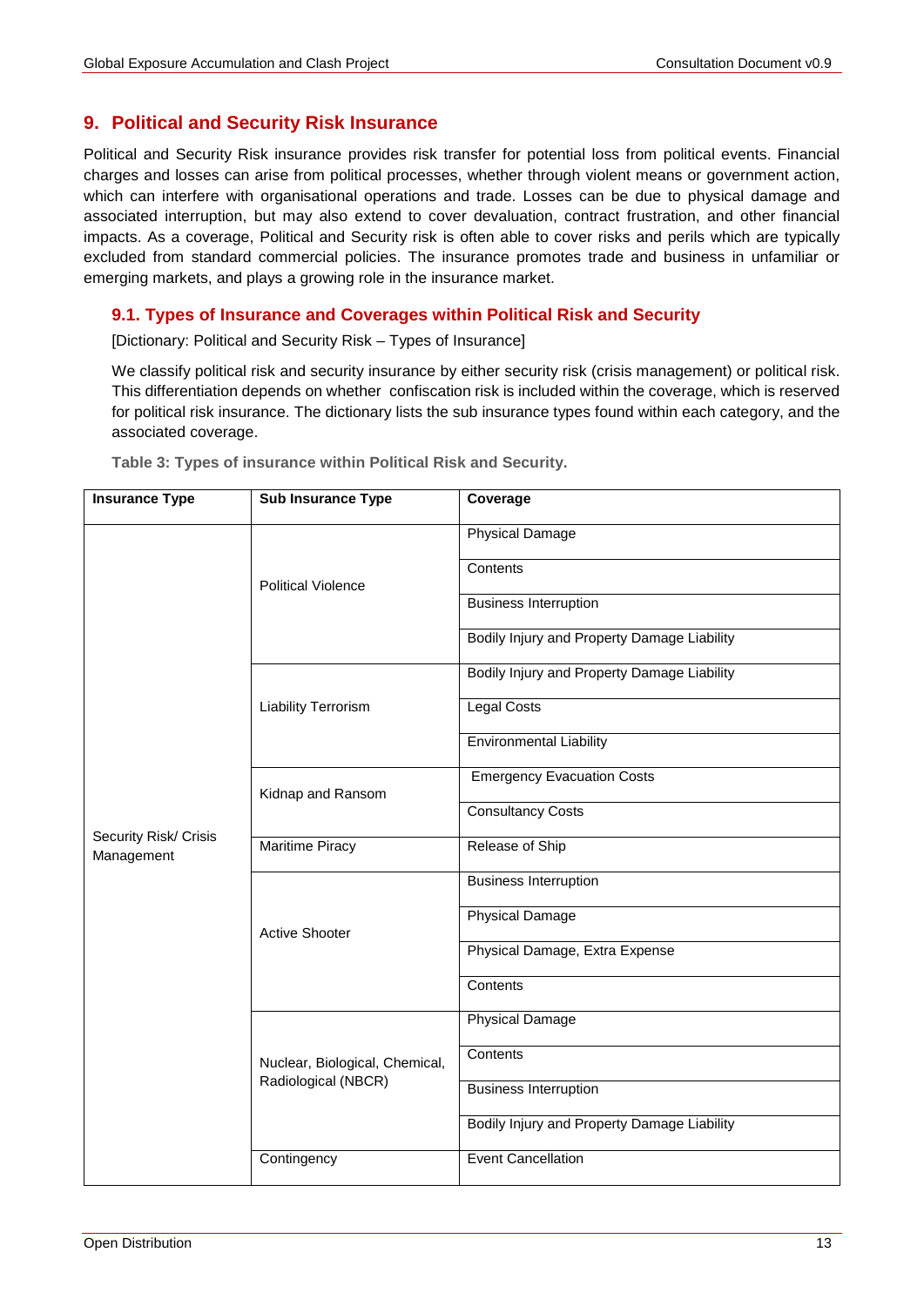## 9. Political and Security Risk Insurance

Political and Security Risk insurance provides risk transfer for potential loss from political events. Financial charges and losses can arise from political processes, whether through violent means or government action, which can interfere with organisational operations and trade. Losses can be due to physical damage and associated interruption, but may also extend to cover devaluation, contract frustration, and other financial impacts. As a coverage, Political and Security risk is often able to cover risks and perils which are typically excluded from standard commercial policies. The insurance promotes trade and business in unfamiliar or emerging markets, and plays a growing role in the insurance market.

### 9.1. Types of Insurance and Coverages within Political Risk and Security

[Dictionary: Political and Security Risk – Types of Insurance]

We classify political risk and security insurance by either security risk (crisis management) or political risk. This differentiation depends on whether confiscation risk is included within the coverage, which is reserved for political risk insurance. The dictionary lists the sub insurance types found within each category, and the associated coverage.

**Table 3: Types of insurance within Political Risk and Security.**

| Insurance Type | Sub Insurance Type | Coverage |
|---|---|---|
| Security Risk/ Crisis Management | Political Violence | Physical Damage |
| | | Contents |
| | | Business Interruption |
| | | Bodily Injury and Property Damage Liability |
| | Liability Terrorism | Bodily Injury and Property Damage Liability |
| | | Legal Costs |
| | | Environmental Liability |
| | Kidnap and Ransom | Emergency Evacuation Costs |
| | | Consultancy Costs |
| | Maritime Piracy | Release of Ship |
| | Active Shooter | Business Interruption |
| | | Physical Damage |
| | | Physical Damage, Extra Expense |
| | | Contents |
| | Nuclear, Biological, Chemical, Radiological (NBCR) | Physical Damage |
| | | Contents |
| | | Business Interruption |
| | | Bodily Injury and Property Damage Liability |
| | Contingency | Event Cancellation |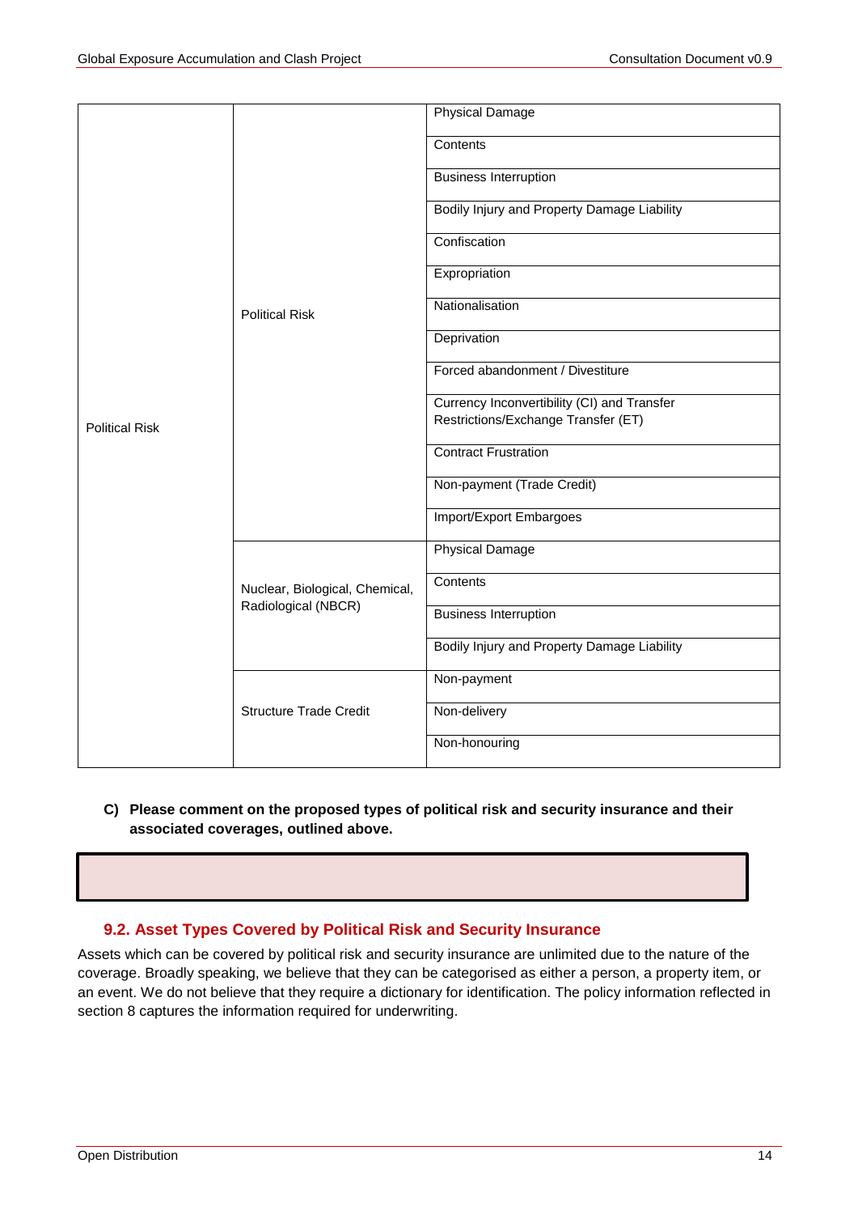| | | |
|---|---|---|
| Political Risk | Political Risk | Physical Damage |
| | | Contents |
| | | Business Interruption |
| | | Bodily Injury and Property Damage Liability |
| | | Confiscation |
| | | Expropriation |
| | | Nationalisation |
| | | Deprivation |
| | | Forced abandonment / Divestiture |
| | | Currency Inconvertibility (CI) and Transfer Restrictions/Exchange Transfer (ET) |
| | | Contract Frustration |
| | | Non-payment (Trade Credit) |
| | | Import/Export Embargoes |
| | Nuclear, Biological, Chemical, Radiological (NBCR) | Physical Damage |
| | | Contents |
| | | Business Interruption |
| | | Bodily Injury and Property Damage Liability |
| | Structure Trade Credit | Non-payment |
| | | Non-delivery |
| | | Non-honouring |

**C) Please comment on the proposed types of political risk and security insurance and their associated coverages, outlined above.**

## 9.2. Asset Types Covered by Political Risk and Security Insurance

Assets which can be covered by political risk and security insurance are unlimited due to the nature of the coverage. Broadly speaking, we believe that they can be categorised as either a person, a property item, or an event. We do not believe that they require a dictionary for identification. The policy information reflected in section 8 captures the information required for underwriting.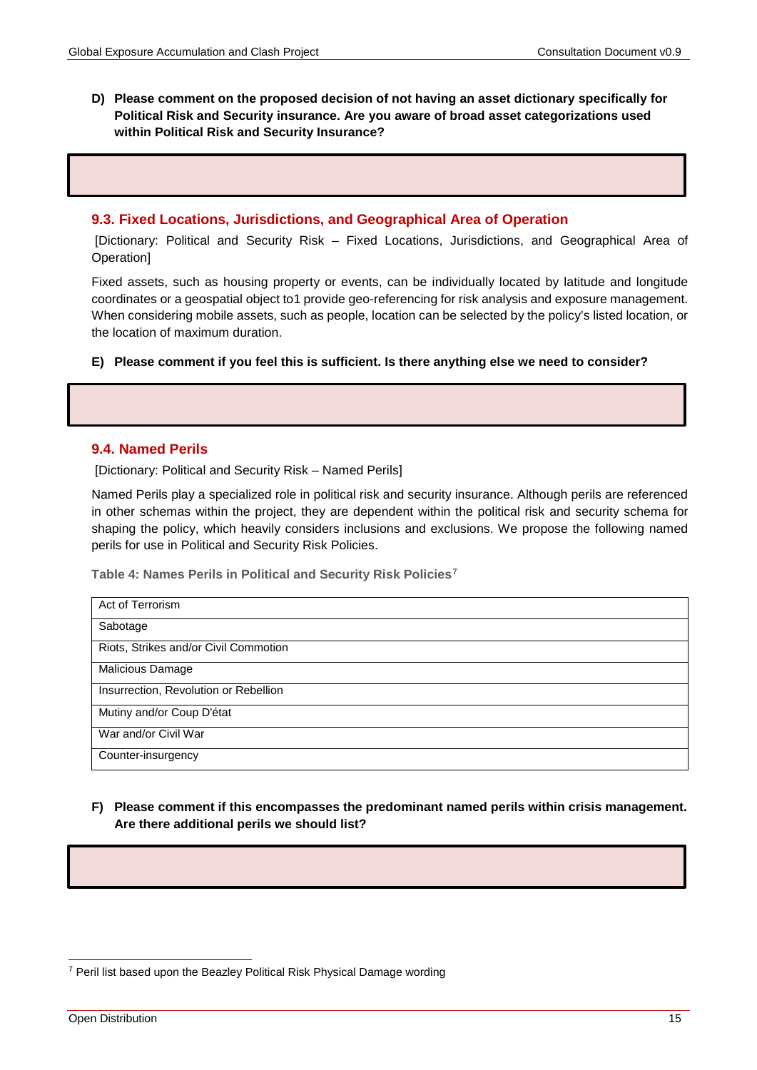**D) Please comment on the proposed decision of not having an asset dictionary specifically for Political Risk and Security insurance. Are you aware of broad asset categorizations used within Political Risk and Security Insurance?**

### 9.3. Fixed Locations, Jurisdictions, and Geographical Area of Operation

[Dictionary: Political and Security Risk – Fixed Locations, Jurisdictions, and Geographical Area of Operation]

Fixed assets, such as housing property or events, can be individually located by latitude and longitude coordinates or a geospatial object to1 provide geo-referencing for risk analysis and exposure management. When considering mobile assets, such as people, location can be selected by the policy's listed location, or the location of maximum duration.

**E) Please comment if you feel this is sufficient. Is there anything else we need to consider?**

### 9.4. Named Perils

[Dictionary: Political and Security Risk – Named Perils]

Named Perils play a specialized role in political risk and security insurance. Although perils are referenced in other schemas within the project, they are dependent within the political risk and security schema for shaping the policy, which heavily considers inclusions and exclusions. We propose the following named perils for use in Political and Security Risk Policies.

**Table 4: Names Perils in Political and Security Risk Policies**[7]

| Named Perils |
| --- |
| Act of Terrorism |
| Sabotage |
| Riots, Strikes and/or Civil Commotion |
| Malicious Damage |
| Insurrection, Revolution or Rebellion |
| Mutiny and/or Coup D'état |
| War and/or Civil War |
| Counter-insurgency |

**F) Please comment if this encompasses the predominant named perils within crisis management. Are there additional perils we should list?**

[7] Peril list based upon the Beazley Political Risk Physical Damage wording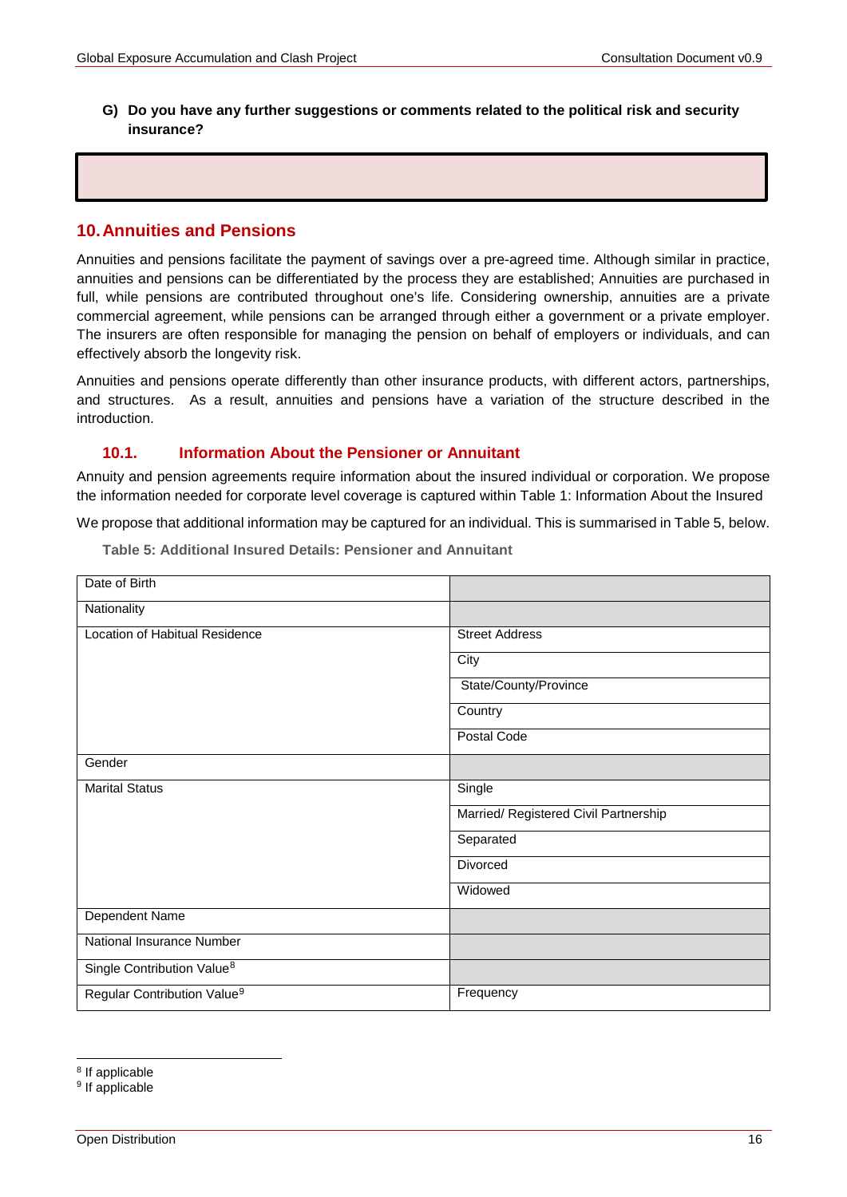**G) Do you have any further suggestions or comments related to the political risk and security insurance?**

## 10. Annuities and Pensions

Annuities and pensions facilitate the payment of savings over a pre-agreed time. Although similar in practice, annuities and pensions can be differentiated by the process they are established; Annuities are purchased in full, while pensions are contributed throughout one's life. Considering ownership, annuities are a private commercial agreement, while pensions can be arranged through either a government or a private employer. The insurers are often responsible for managing the pension on behalf of employers or individuals, and can effectively absorb the longevity risk.

Annuities and pensions operate differently than other insurance products, with different actors, partnerships, and structures. As a result, annuities and pensions have a variation of the structure described in the introduction.

### 10.1. Information About the Pensioner or Annuitant

Annuity and pension agreements require information about the insured individual or corporation. We propose the information needed for corporate level coverage is captured within Table 1: Information About the Insured

We propose that additional information may be captured for an individual. This is summarised in Table 5, below.

**Table 5: Additional Insured Details: Pensioner and Annuitant**

| | |
|---|---|
| Date of Birth | |
| Nationality | |
| Location of Habitual Residence | Street Address |
| | City |
| | State/County/Province |
| | Country |
| | Postal Code |
| Gender | |
| Marital Status | Single |
| | Married/ Registered Civil Partnership |
| | Separated |
| | Divorced |
| | Widowed |
| Dependent Name | |
| National Insurance Number | |
| Single Contribution Value[8] | |
| Regular Contribution Value[9] | Frequency |

[8] If applicable

[9] If applicable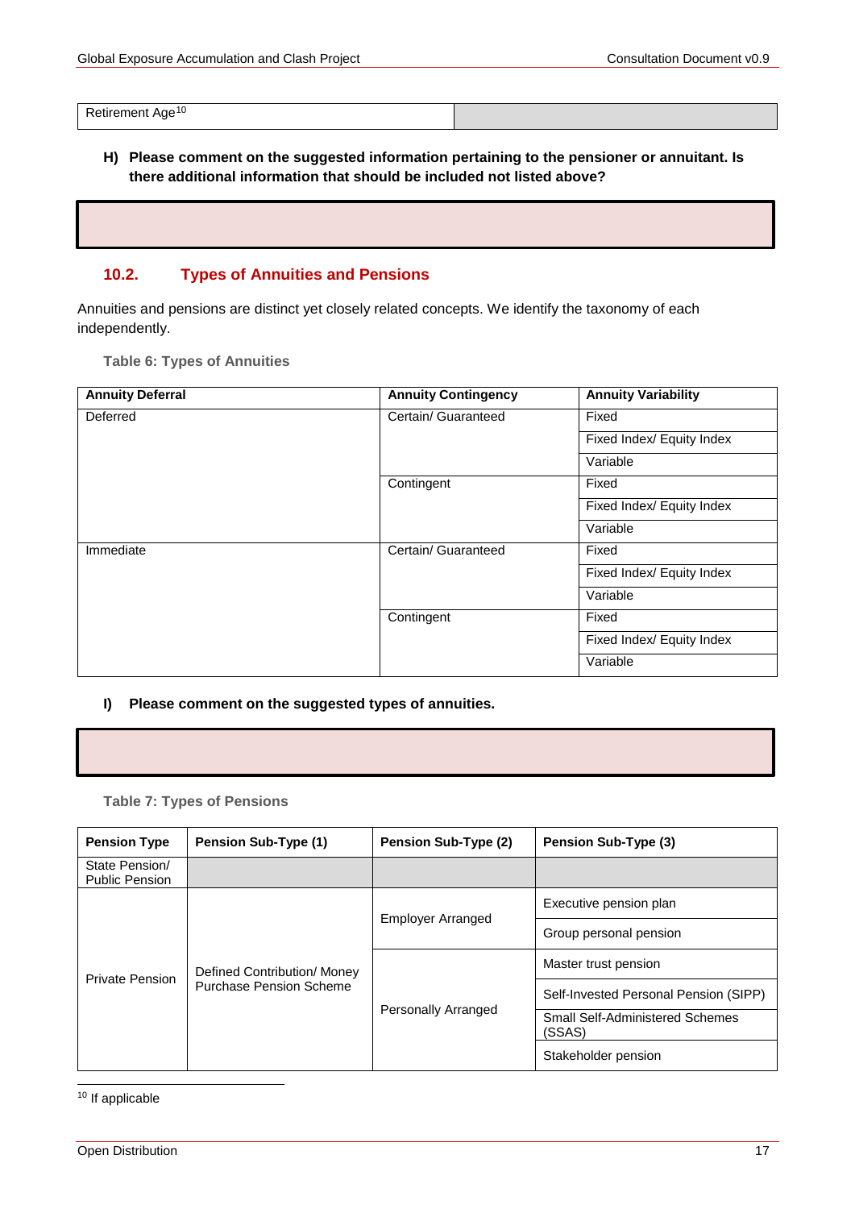| Retirement Age[10] | |
|---|---|

**H) Please comment on the suggested information pertaining to the pensioner or annuitant. Is there additional information that should be included not listed above?**

| |
|---|

## 10.2. Types of Annuities and Pensions

Annuities and pensions are distinct yet closely related concepts. We identify the taxonomy of each independently.

**Table 6: Types of Annuities**

| Annuity Deferral | Annuity Contingency | Annuity Variability |
|---|---|---|
| Deferred | Certain/ Guaranteed | Fixed |
| | | Fixed Index/ Equity Index |
| | | Variable |
| | Contingent | Fixed |
| | | Fixed Index/ Equity Index |
| | | Variable |
| Immediate | Certain/ Guaranteed | Fixed |
| | | Fixed Index/ Equity Index |
| | | Variable |
| | Contingent | Fixed |
| | | Fixed Index/ Equity Index |
| | | Variable |

**I) Please comment on the suggested types of annuities.**

| |
|---|

**Table 7: Types of Pensions**

| Pension Type | Pension Sub-Type (1) | Pension Sub-Type (2) | Pension Sub-Type (3) |
|---|---|---|---|
| State Pension/ Public Pension | | | |
| Private Pension | Defined Contribution/ Money Purchase Pension Scheme | Employer Arranged | Executive pension plan |
| | | | Group personal pension |
| | | Personally Arranged | Master trust pension |
| | | | Self-Invested Personal Pension (SIPP) |
| | | | Small Self-Administered Schemes (SSAS) |
| | | | Stakeholder pension |

[10] If applicable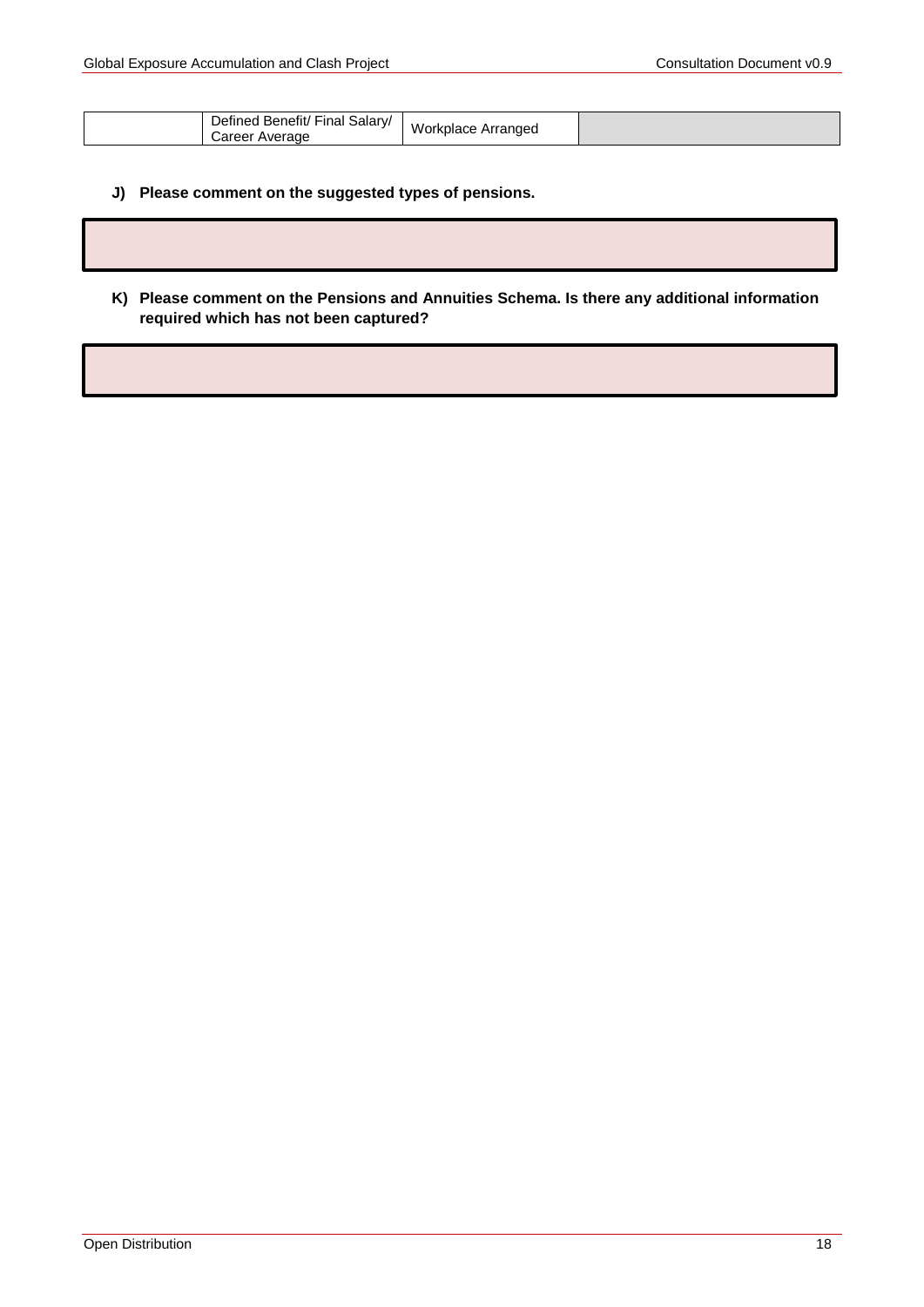|  | Defined Benefit/ Final Salary/ Career Average | Workplace Arranged |  |
|---|---|---|---|

**J) Please comment on the suggested types of pensions.**

|  |
|---|
|  |

**K) Please comment on the Pensions and Annuities Schema. Is there any additional information required which has not been captured?**

|  |
|---|
|  |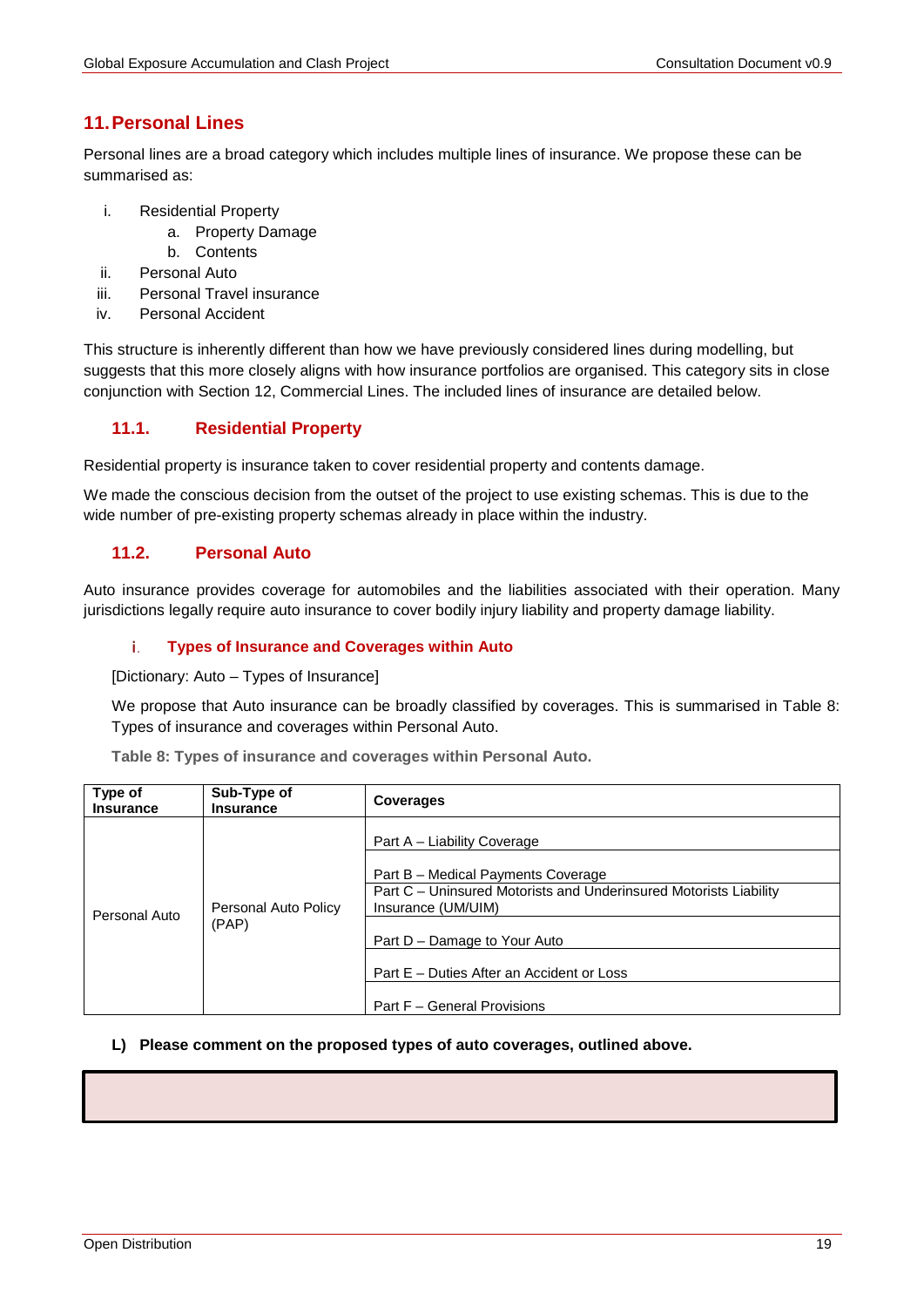## 11. Personal Lines

Personal lines are a broad category which includes multiple lines of insurance. We propose these can be summarised as:

i. Residential Property
   a. Property Damage
   b. Contents
ii. Personal Auto
iii. Personal Travel insurance
iv. Personal Accident

This structure is inherently different than how we have previously considered lines during modelling, but suggests that this more closely aligns with how insurance portfolios are organised. This category sits in close conjunction with Section 12, Commercial Lines. The included lines of insurance are detailed below.

### 11.1. Residential Property

Residential property is insurance taken to cover residential property and contents damage.

We made the conscious decision from the outset of the project to use existing schemas. This is due to the wide number of pre-existing property schemas already in place within the industry.

### 11.2. Personal Auto

Auto insurance provides coverage for automobiles and the liabilities associated with their operation. Many jurisdictions legally require auto insurance to cover bodily injury liability and property damage liability.

#### i. Types of Insurance and Coverages within Auto

[Dictionary: Auto – Types of Insurance]

We propose that Auto insurance can be broadly classified by coverages. This is summarised in Table 8: Types of insurance and coverages within Personal Auto.

**Table 8: Types of insurance and coverages within Personal Auto.**

| Type of Insurance | Sub-Type of Insurance | Coverages |
|---|---|---|
| Personal Auto | Personal Auto Policy (PAP) | Part A – Liability Coverage |
| | | Part B – Medical Payments Coverage |
| | | Part C – Uninsured Motorists and Underinsured Motorists Liability Insurance (UM/UIM) |
| | | Part D – Damage to Your Auto |
| | | Part E – Duties After an Accident or Loss |
| | | Part F – General Provisions |

**L) Please comment on the proposed types of auto coverages, outlined above.**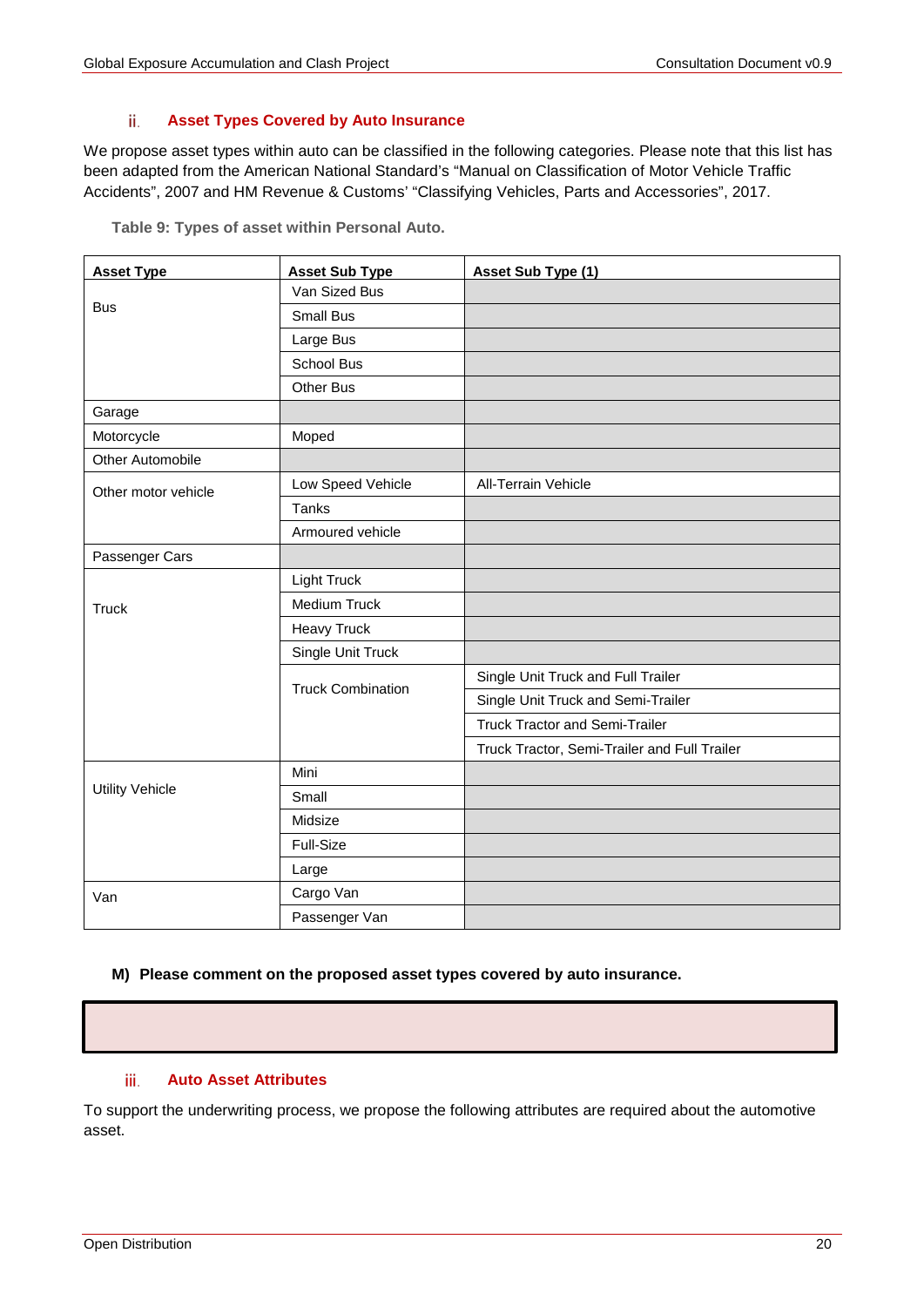### ii. Asset Types Covered by Auto Insurance

We propose asset types within auto can be classified in the following categories. Please note that this list has been adapted from the American National Standard's "Manual on Classification of Motor Vehicle Traffic Accidents", 2007 and HM Revenue & Customs' "Classifying Vehicles, Parts and Accessories", 2017.

**Table 9: Types of asset within Personal Auto.**

| Asset Type | Asset Sub Type | Asset Sub Type (1) |
|---|---|---|
| Bus | Van Sized Bus | |
| | Small Bus | |
| | Large Bus | |
| | School Bus | |
| | Other Bus | |
| Garage | | |
| Motorcycle | Moped | |
| Other Automobile | | |
| Other motor vehicle | Low Speed Vehicle | All-Terrain Vehicle |
| | Tanks | |
| | Armoured vehicle | |
| Passenger Cars | | |
| Truck | Light Truck | |
| | Medium Truck | |
| | Heavy Truck | |
| | Single Unit Truck | |
| | Truck Combination | Single Unit Truck and Full Trailer |
| | | Single Unit Truck and Semi-Trailer |
| | | Truck Tractor and Semi-Trailer |
| | | Truck Tractor, Semi-Trailer and Full Trailer |
| Utility Vehicle | Mini | |
| | Small | |
| | Midsize | |
| | Full-Size | |
| | Large | |
| Van | Cargo Van | |
| | Passenger Van | |

**M) Please comment on the proposed asset types covered by auto insurance.**

### iii. Auto Asset Attributes

To support the underwriting process, we propose the following attributes are required about the automotive asset.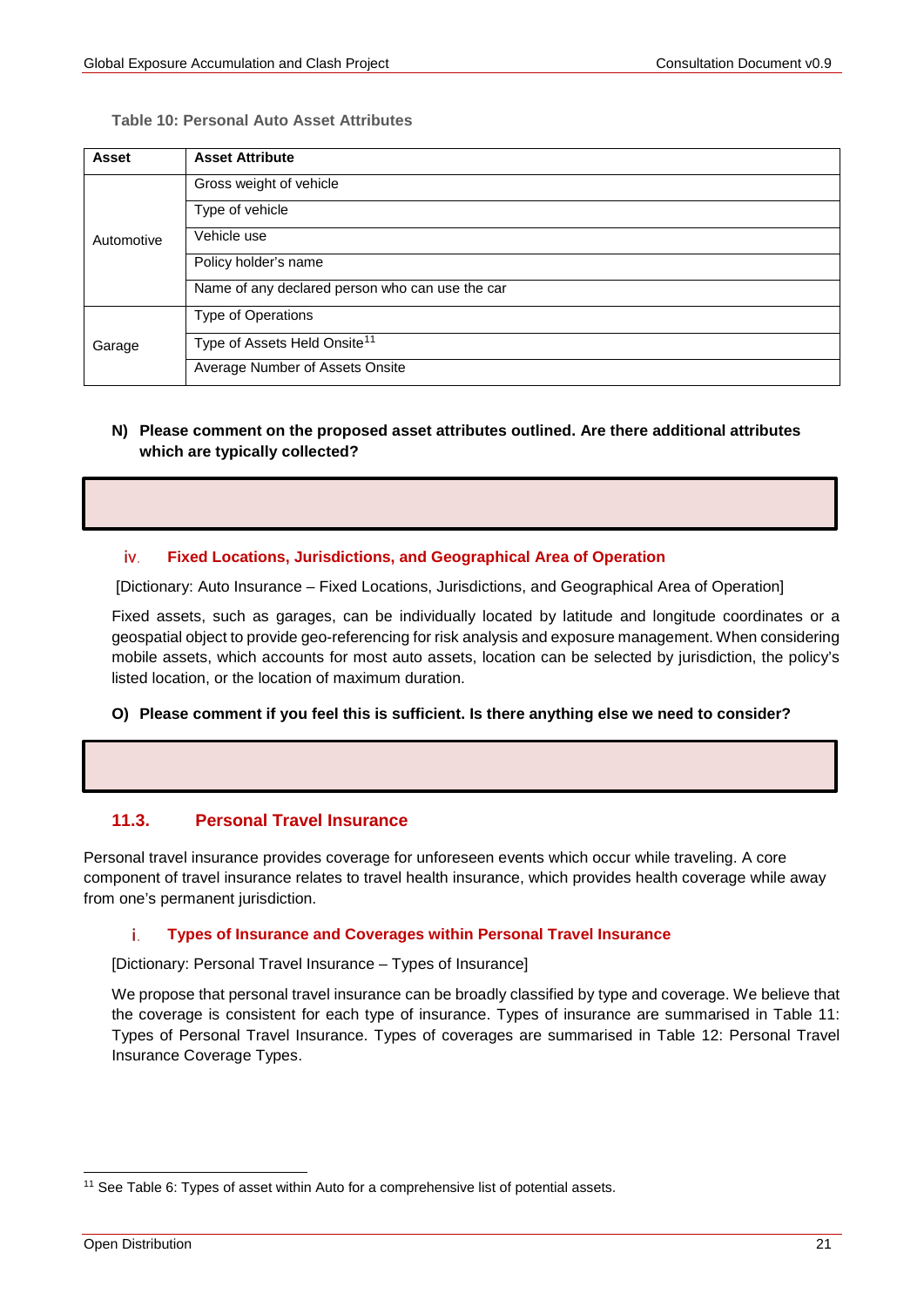**Table 10: Personal Auto Asset Attributes**

| Asset | Asset Attribute |
|---|---|
| Automotive | Gross weight of vehicle |
| | Type of vehicle |
| | Vehicle use |
| | Policy holder's name |
| | Name of any declared person who can use the car |
| Garage | Type of Operations |
| | Type of Assets Held Onsite[11] |
| | Average Number of Assets Onsite |

**N) Please comment on the proposed asset attributes outlined. Are there additional attributes which are typically collected?**

#### iv. Fixed Locations, Jurisdictions, and Geographical Area of Operation

[Dictionary: Auto Insurance – Fixed Locations, Jurisdictions, and Geographical Area of Operation]

Fixed assets, such as garages, can be individually located by latitude and longitude coordinates or a geospatial object to provide geo-referencing for risk analysis and exposure management. When considering mobile assets, which accounts for most auto assets, location can be selected by jurisdiction, the policy's listed location, or the location of maximum duration.

**O) Please comment if you feel this is sufficient. Is there anything else we need to consider?**

## 11.3. Personal Travel Insurance

Personal travel insurance provides coverage for unforeseen events which occur while traveling. A core component of travel insurance relates to travel health insurance, which provides health coverage while away from one's permanent jurisdiction.

#### i. Types of Insurance and Coverages within Personal Travel Insurance

[Dictionary: Personal Travel Insurance – Types of Insurance]

We propose that personal travel insurance can be broadly classified by type and coverage. We believe that the coverage is consistent for each type of insurance. Types of insurance are summarised in Table 11: Types of Personal Travel Insurance. Types of coverages are summarised in Table 12: Personal Travel Insurance Coverage Types.

[11] See Table 6: Types of asset within Auto for a comprehensive list of potential assets.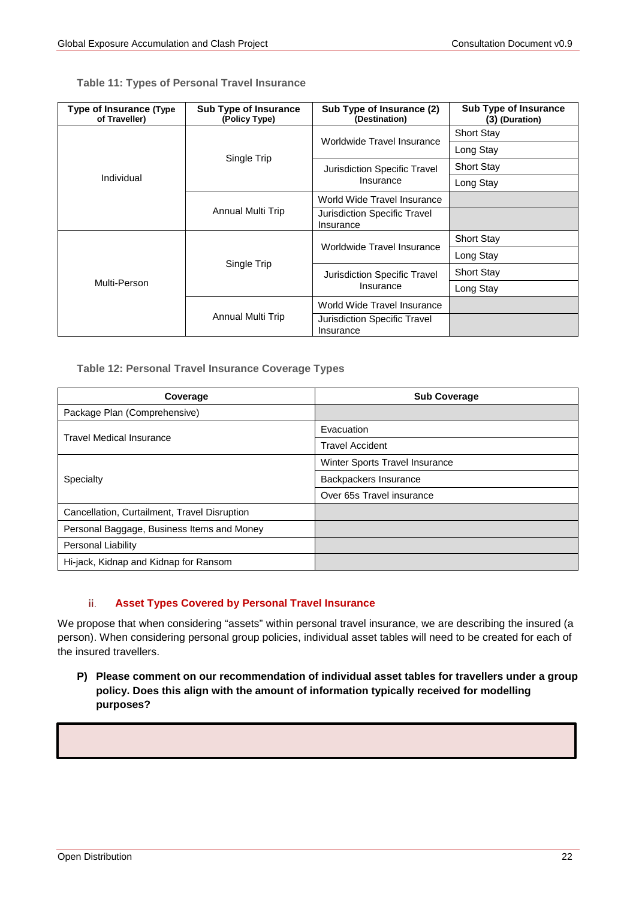**Table 11: Types of Personal Travel Insurance**

| Type of Insurance (Type of Traveller) | Sub Type of Insurance (Policy Type) | Sub Type of Insurance (2) (Destination) | Sub Type of Insurance (3) (Duration) |
|---|---|---|---|
| Individual | Single Trip | Worldwide Travel Insurance | Short Stay |
| | | | Long Stay |
| | | Jurisdiction Specific Travel Insurance | Short Stay |
| | | | Long Stay |
| | Annual Multi Trip | World Wide Travel Insurance | |
| | | Jurisdiction Specific Travel Insurance | |
| Multi-Person | Single Trip | Worldwide Travel Insurance | Short Stay |
| | | | Long Stay |
| | | Jurisdiction Specific Travel Insurance | Short Stay |
| | | | Long Stay |
| | Annual Multi Trip | World Wide Travel Insurance | |
| | | Jurisdiction Specific Travel Insurance | |

**Table 12: Personal Travel Insurance Coverage Types**

| Coverage | Sub Coverage |
|---|---|
| Package Plan (Comprehensive) | |
| Travel Medical Insurance | Evacuation |
| | Travel Accident |
| Specialty | Winter Sports Travel Insurance |
| | Backpackers Insurance |
| | Over 65s Travel insurance |
| Cancellation, Curtailment, Travel Disruption | |
| Personal Baggage, Business Items and Money | |
| Personal Liability | |
| Hi-jack, Kidnap and Kidnap for Ransom | |

### ii. Asset Types Covered by Personal Travel Insurance

We propose that when considering "assets" within personal travel insurance, we are describing the insured (a person). When considering personal group policies, individual asset tables will need to be created for each of the insured travellers.

**P) Please comment on our recommendation of individual asset tables for travellers under a group policy. Does this align with the amount of information typically received for modelling purposes?**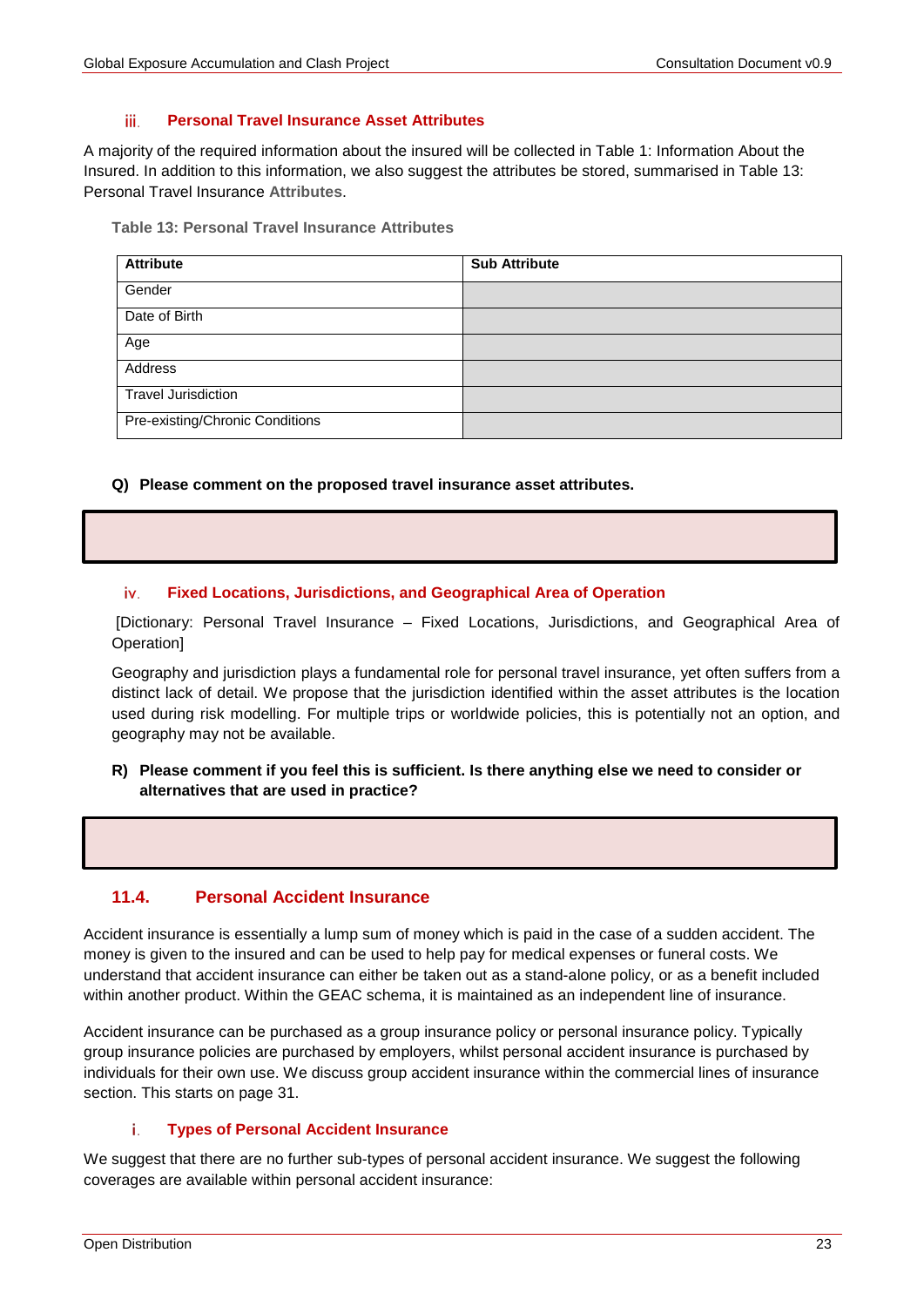### iii. Personal Travel Insurance Asset Attributes

A majority of the required information about the insured will be collected in Table 1: Information About the Insured. In addition to this information, we also suggest the attributes be stored, summarised in Table 13: Personal Travel Insurance Attributes.

**Table 13: Personal Travel Insurance Attributes**

| Attribute | Sub Attribute |
| --- | --- |
| Gender | |
| Date of Birth | |
| Age | |
| Address | |
| Travel Jurisdiction | |
| Pre-existing/Chronic Conditions | |

**Q) Please comment on the proposed travel insurance asset attributes.**

### iv. Fixed Locations, Jurisdictions, and Geographical Area of Operation

[Dictionary: Personal Travel Insurance – Fixed Locations, Jurisdictions, and Geographical Area of Operation]

Geography and jurisdiction plays a fundamental role for personal travel insurance, yet often suffers from a distinct lack of detail. We propose that the jurisdiction identified within the asset attributes is the location used during risk modelling. For multiple trips or worldwide policies, this is potentially not an option, and geography may not be available.

**R) Please comment if you feel this is sufficient. Is there anything else we need to consider or alternatives that are used in practice?**

## 11.4. Personal Accident Insurance

Accident insurance is essentially a lump sum of money which is paid in the case of a sudden accident. The money is given to the insured and can be used to help pay for medical expenses or funeral costs. We understand that accident insurance can either be taken out as a stand-alone policy, or as a benefit included within another product. Within the GEAC schema, it is maintained as an independent line of insurance.

Accident insurance can be purchased as a group insurance policy or personal insurance policy. Typically group insurance policies are purchased by employers, whilst personal accident insurance is purchased by individuals for their own use. We discuss group accident insurance within the commercial lines of insurance section. This starts on page 31.

### i. Types of Personal Accident Insurance

We suggest that there are no further sub-types of personal accident insurance. We suggest the following coverages are available within personal accident insurance: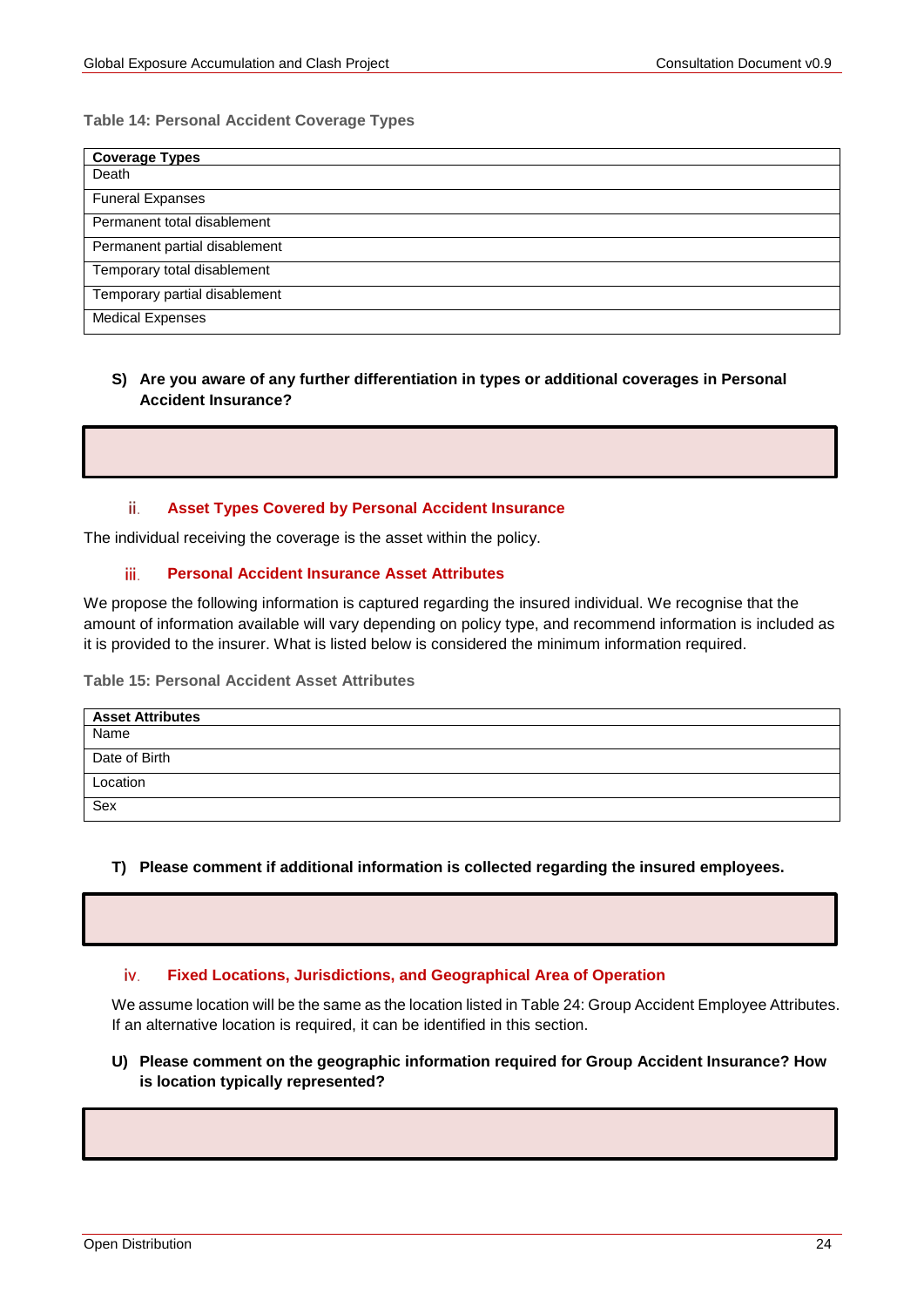**Table 14: Personal Accident Coverage Types**

| Coverage Types |
|---|
| Death |
| Funeral Expanses |
| Permanent total disablement |
| Permanent partial disablement |
| Temporary total disablement |
| Temporary partial disablement |
| Medical Expenses |

**S) Are you aware of any further differentiation in types or additional coverages in Personal Accident Insurance?**

### ii. Asset Types Covered by Personal Accident Insurance

The individual receiving the coverage is the asset within the policy.

### iii. Personal Accident Insurance Asset Attributes

We propose the following information is captured regarding the insured individual. We recognise that the amount of information available will vary depending on policy type, and recommend information is included as it is provided to the insurer. What is listed below is considered the minimum information required.

**Table 15: Personal Accident Asset Attributes**

| Asset Attributes |
|---|
| Name |
| Date of Birth |
| Location |
| Sex |

**T) Please comment if additional information is collected regarding the insured employees.**

### iv. Fixed Locations, Jurisdictions, and Geographical Area of Operation

We assume location will be the same as the location listed in Table 24: Group Accident Employee Attributes. If an alternative location is required, it can be identified in this section.

**U) Please comment on the geographic information required for Group Accident Insurance? How is location typically represented?**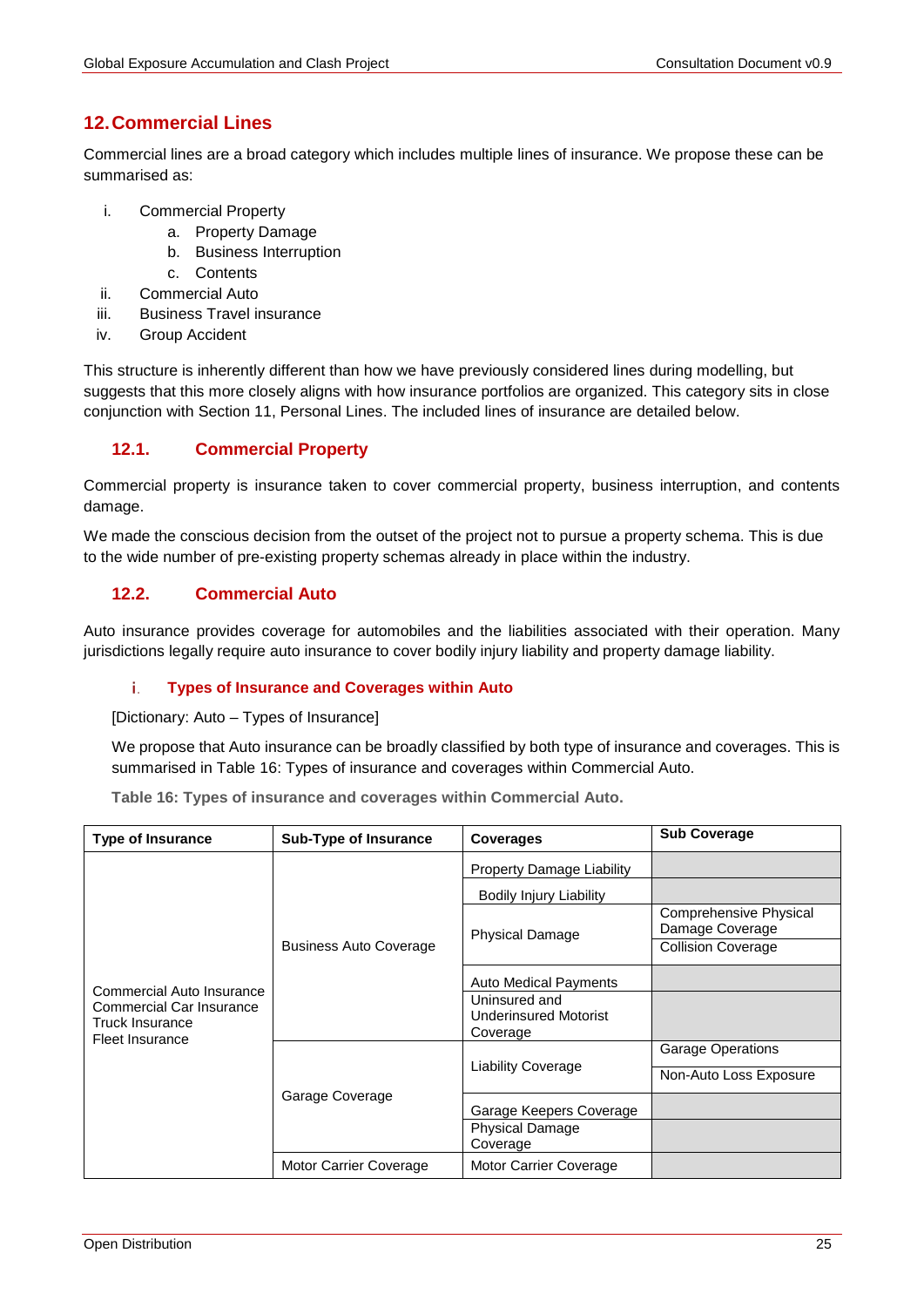## 12. Commercial Lines

Commercial lines are a broad category which includes multiple lines of insurance. We propose these can be summarised as:

i. Commercial Property
   a. Property Damage
   b. Business Interruption
   c. Contents
ii. Commercial Auto
iii. Business Travel insurance
iv. Group Accident

This structure is inherently different than how we have previously considered lines during modelling, but suggests that this more closely aligns with how insurance portfolios are organized. This category sits in close conjunction with Section 11, Personal Lines. The included lines of insurance are detailed below.

### 12.1. Commercial Property

Commercial property is insurance taken to cover commercial property, business interruption, and contents damage.

We made the conscious decision from the outset of the project not to pursue a property schema. This is due to the wide number of pre-existing property schemas already in place within the industry.

### 12.2. Commercial Auto

Auto insurance provides coverage for automobiles and the liabilities associated with their operation. Many jurisdictions legally require auto insurance to cover bodily injury liability and property damage liability.

#### i. Types of Insurance and Coverages within Auto

[Dictionary: Auto – Types of Insurance]

We propose that Auto insurance can be broadly classified by both type of insurance and coverages. This is summarised in Table 16: Types of insurance and coverages within Commercial Auto.

**Table 16: Types of insurance and coverages within Commercial Auto.**

| Type of Insurance | Sub-Type of Insurance | Coverages | Sub Coverage |
|---|---|---|---|
| Commercial Auto Insurance<br>Commercial Car Insurance<br>Truck Insurance<br>Fleet Insurance | Business Auto Coverage | Property Damage Liability | |
| | | Bodily Injury Liability | |
| | | Physical Damage | Comprehensive Physical Damage Coverage |
| | | | Collision Coverage |
| | | Auto Medical Payments | |
| | | Uninsured and Underinsured Motorist Coverage | |
| | Garage Coverage | Liability Coverage | Garage Operations |
| | | | Non-Auto Loss Exposure |
| | | Garage Keepers Coverage | |
| | | Physical Damage Coverage | |
| | Motor Carrier Coverage | Motor Carrier Coverage | |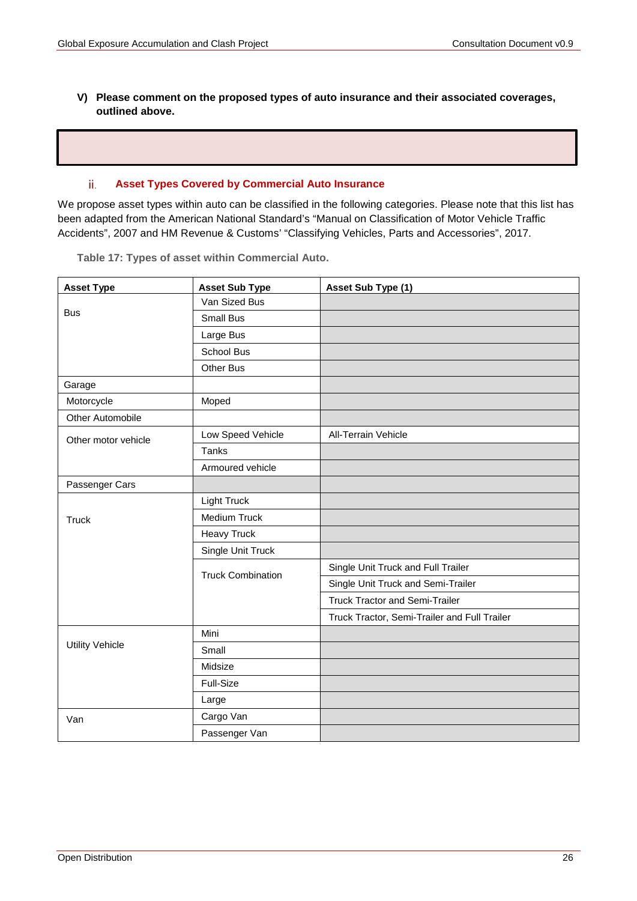**V) Please comment on the proposed types of auto insurance and their associated coverages, outlined above.**

### ii. Asset Types Covered by Commercial Auto Insurance

We propose asset types within auto can be classified in the following categories. Please note that this list has been adapted from the American National Standard's "Manual on Classification of Motor Vehicle Traffic Accidents", 2007 and HM Revenue & Customs' "Classifying Vehicles, Parts and Accessories", 2017.

**Table 17: Types of asset within Commercial Auto.**

| Asset Type | Asset Sub Type | Asset Sub Type (1) |
|---|---|---|
| Bus | Van Sized Bus | |
| | Small Bus | |
| | Large Bus | |
| | School Bus | |
| | Other Bus | |
| Garage | | |
| Motorcycle | Moped | |
| Other Automobile | | |
| Other motor vehicle | Low Speed Vehicle | All-Terrain Vehicle |
| | Tanks | |
| | Armoured vehicle | |
| Passenger Cars | | |
| Truck | Light Truck | |
| | Medium Truck | |
| | Heavy Truck | |
| | Single Unit Truck | |
| | Truck Combination | Single Unit Truck and Full Trailer |
| | | Single Unit Truck and Semi-Trailer |
| | | Truck Tractor and Semi-Trailer |
| | | Truck Tractor, Semi-Trailer and Full Trailer |
| Utility Vehicle | Mini | |
| | Small | |
| | Midsize | |
| | Full-Size | |
| | Large | |
| Van | Cargo Van | |
| | Passenger Van | |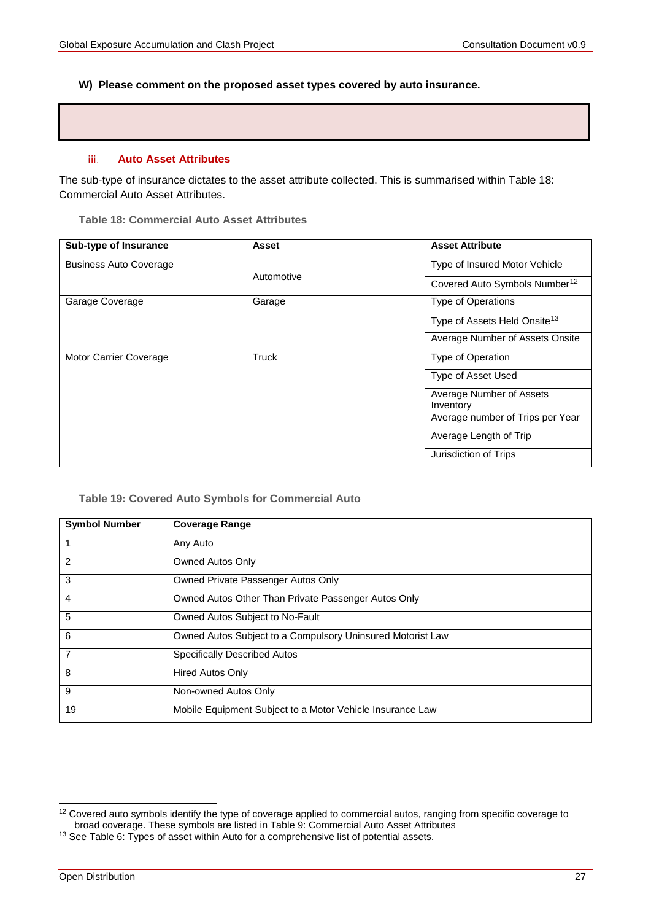**W) Please comment on the proposed asset types covered by auto insurance.**

### iii. Auto Asset Attributes

The sub-type of insurance dictates to the asset attribute collected. This is summarised within Table 18: Commercial Auto Asset Attributes.

**Table 18: Commercial Auto Asset Attributes**

| Sub-type of Insurance | Asset | Asset Attribute |
|---|---|---|
| Business Auto Coverage | Automotive | Type of Insured Motor Vehicle |
| | | Covered Auto Symbols Number[12] |
| Garage Coverage | Garage | Type of Operations |
| | | Type of Assets Held Onsite[13] |
| | | Average Number of Assets Onsite |
| Motor Carrier Coverage | Truck | Type of Operation |
| | | Type of Asset Used |
| | | Average Number of Assets Inventory |
| | | Average number of Trips per Year |
| | | Average Length of Trip |
| | | Jurisdiction of Trips |

**Table 19: Covered Auto Symbols for Commercial Auto**

| Symbol Number | Coverage Range |
|---|---|
| 1 | Any Auto |
| 2 | Owned Autos Only |
| 3 | Owned Private Passenger Autos Only |
| 4 | Owned Autos Other Than Private Passenger Autos Only |
| 5 | Owned Autos Subject to No-Fault |
| 6 | Owned Autos Subject to a Compulsory Uninsured Motorist Law |
| 7 | Specifically Described Autos |
| 8 | Hired Autos Only |
| 9 | Non-owned Autos Only |
| 19 | Mobile Equipment Subject to a Motor Vehicle Insurance Law |

[12] Covered auto symbols identify the type of coverage applied to commercial autos, ranging from specific coverage to broad coverage. These symbols are listed in Table 9: Commercial Auto Asset Attributes

[13] See Table 6: Types of asset within Auto for a comprehensive list of potential assets.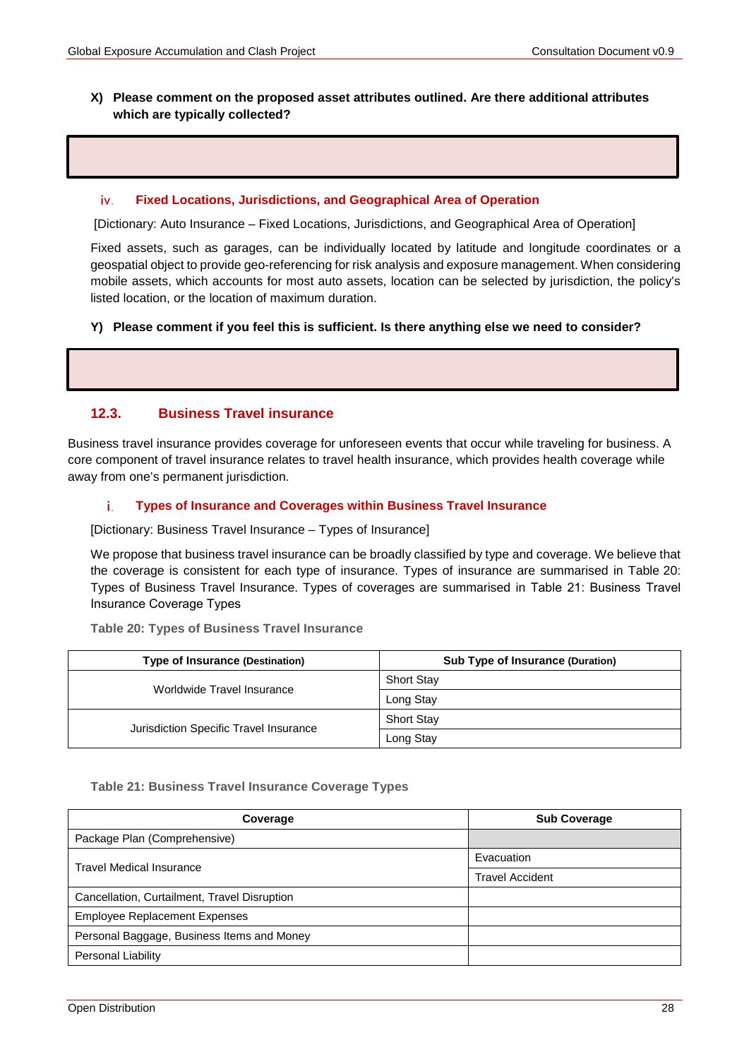**X) Please comment on the proposed asset attributes outlined. Are there additional attributes which are typically collected?**

| |
|---|
| |

#### iv. Fixed Locations, Jurisdictions, and Geographical Area of Operation

[Dictionary: Auto Insurance – Fixed Locations, Jurisdictions, and Geographical Area of Operation]

Fixed assets, such as garages, can be individually located by latitude and longitude coordinates or a geospatial object to provide geo-referencing for risk analysis and exposure management. When considering mobile assets, which accounts for most auto assets, location can be selected by jurisdiction, the policy's listed location, or the location of maximum duration.

**Y) Please comment if you feel this is sufficient. Is there anything else we need to consider?**

| |
|---|
| |

## 12.3. Business Travel insurance

Business travel insurance provides coverage for unforeseen events that occur while traveling for business. A core component of travel insurance relates to travel health insurance, which provides health coverage while away from one's permanent jurisdiction.

#### i. Types of Insurance and Coverages within Business Travel Insurance

[Dictionary: Business Travel Insurance – Types of Insurance]

We propose that business travel insurance can be broadly classified by type and coverage. We believe that the coverage is consistent for each type of insurance. Types of insurance are summarised in Table 20: Types of Business Travel Insurance. Types of coverages are summarised in Table 21: Business Travel Insurance Coverage Types

**Table 20: Types of Business Travel Insurance**

| Type of Insurance (Destination) | Sub Type of Insurance (Duration) |
|---|---|
| Worldwide Travel Insurance | Short Stay |
| | Long Stay |
| Jurisdiction Specific Travel Insurance | Short Stay |
| | Long Stay |

**Table 21: Business Travel Insurance Coverage Types**

| Coverage | Sub Coverage |
|---|---|
| Package Plan (Comprehensive) | |
| Travel Medical Insurance | Evacuation |
| | Travel Accident |
| Cancellation, Curtailment, Travel Disruption | |
| Employee Replacement Expenses | |
| Personal Baggage, Business Items and Money | |
| Personal Liability | |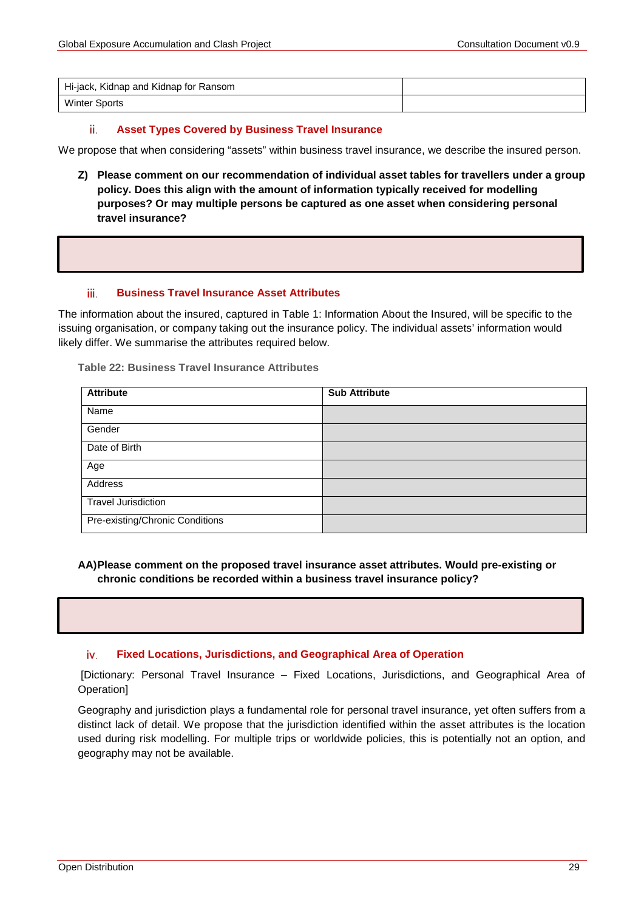| Hi-jack, Kidnap and Kidnap for Ransom | |
|---|---|
| Winter Sports | |

### ii. Asset Types Covered by Business Travel Insurance

We propose that when considering “assets” within business travel insurance, we describe the insured person.

**Z) Please comment on our recommendation of individual asset tables for travellers under a group policy. Does this align with the amount of information typically received for modelling purposes? Or may multiple persons be captured as one asset when considering personal travel insurance?**

### iii. Business Travel Insurance Asset Attributes

The information about the insured, captured in Table 1: Information About the Insured, will be specific to the issuing organisation, or company taking out the insurance policy. The individual assets’ information would likely differ. We summarise the attributes required below.

**Table 22: Business Travel Insurance Attributes**

| Attribute | Sub Attribute |
|---|---|
| Name | |
| Gender | |
| Date of Birth | |
| Age | |
| Address | |
| Travel Jurisdiction | |
| Pre-existing/Chronic Conditions | |

**AA) Please comment on the proposed travel insurance asset attributes. Would pre-existing or chronic conditions be recorded within a business travel insurance policy?**

### iv. Fixed Locations, Jurisdictions, and Geographical Area of Operation

[Dictionary: Personal Travel Insurance – Fixed Locations, Jurisdictions, and Geographical Area of Operation]

Geography and jurisdiction plays a fundamental role for personal travel insurance, yet often suffers from a distinct lack of detail. We propose that the jurisdiction identified within the asset attributes is the location used during risk modelling. For multiple trips or worldwide policies, this is potentially not an option, and geography may not be available.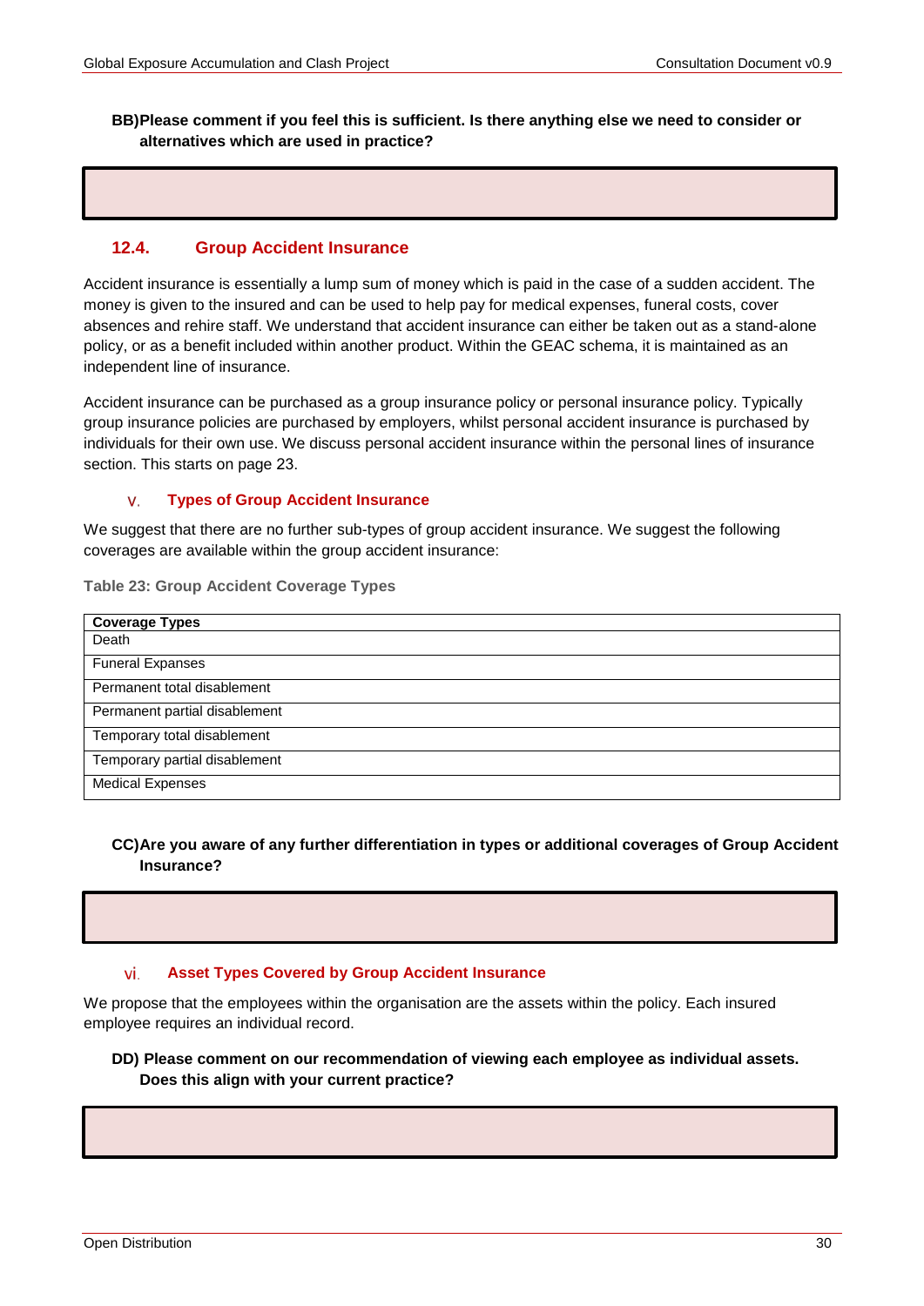**BB) Please comment if you feel this is sufficient. Is there anything else we need to consider or alternatives which are used in practice?**

## 12.4. Group Accident Insurance

Accident insurance is essentially a lump sum of money which is paid in the case of a sudden accident. The money is given to the insured and can be used to help pay for medical expenses, funeral costs, cover absences and rehire staff. We understand that accident insurance can either be taken out as a stand-alone policy, or as a benefit included within another product. Within the GEAC schema, it is maintained as an independent line of insurance.

Accident insurance can be purchased as a group insurance policy or personal insurance policy. Typically group insurance policies are purchased by employers, whilst personal accident insurance is purchased by individuals for their own use. We discuss personal accident insurance within the personal lines of insurance section. This starts on page 23.

### v. Types of Group Accident Insurance

We suggest that there are no further sub-types of group accident insurance. We suggest the following coverages are available within the group accident insurance:

**Table 23: Group Accident Coverage Types**

| Coverage Types |
|---|
| Death |
| Funeral Expanses |
| Permanent total disablement |
| Permanent partial disablement |
| Temporary total disablement |
| Temporary partial disablement |
| Medical Expenses |

**CC) Are you aware of any further differentiation in types or additional coverages of Group Accident Insurance?**

### vi. Asset Types Covered by Group Accident Insurance

We propose that the employees within the organisation are the assets within the policy. Each insured employee requires an individual record.

**DD) Please comment on our recommendation of viewing each employee as individual assets. Does this align with your current practice?**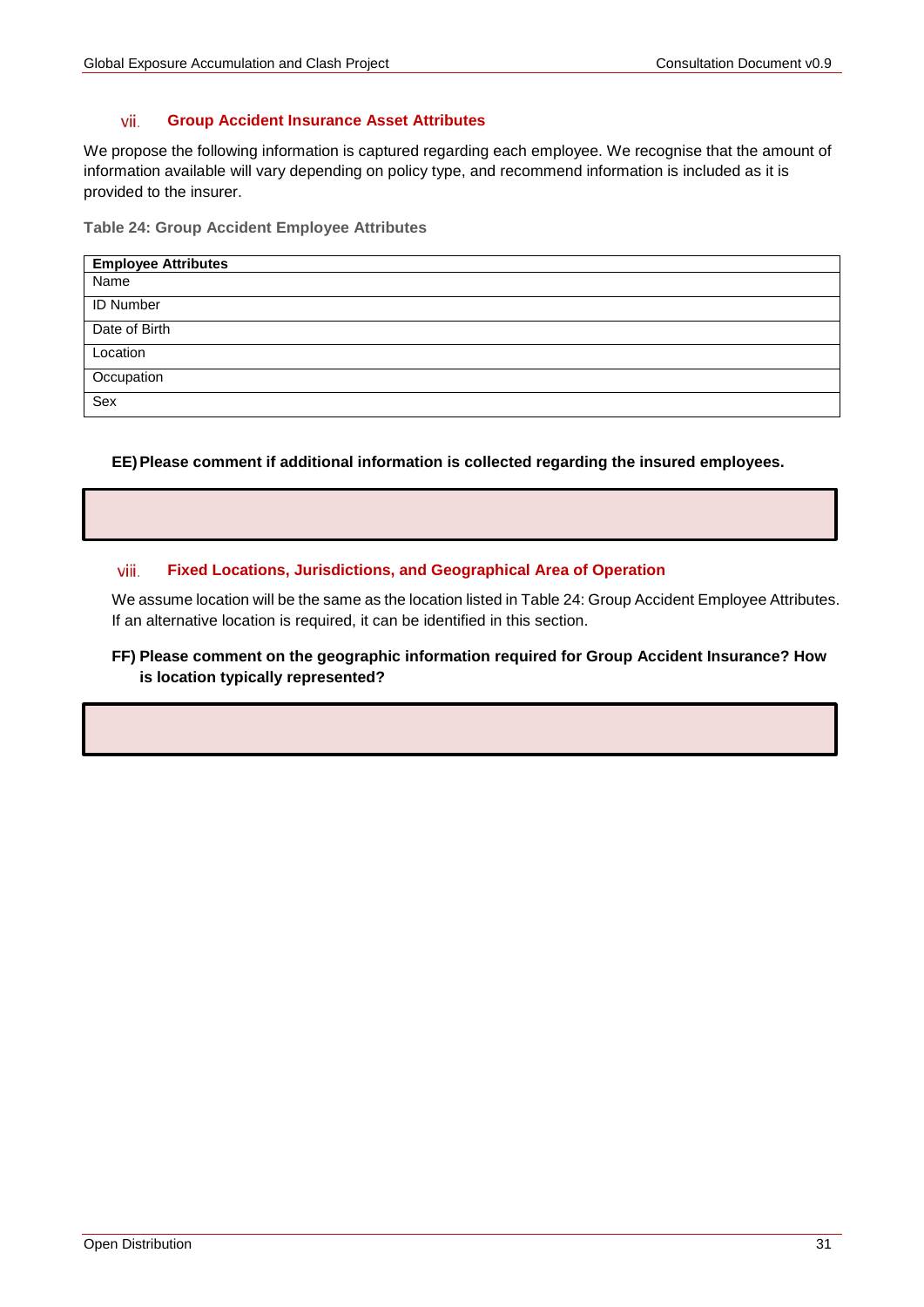### vii. Group Accident Insurance Asset Attributes

We propose the following information is captured regarding each employee. We recognise that the amount of information available will vary depending on policy type, and recommend information is included as it is provided to the insurer.

**Table 24: Group Accident Employee Attributes**

| Employee Attributes |
| --- |
| Name |
| ID Number |
| Date of Birth |
| Location |
| Occupation |
| Sex |

**EE) Please comment if additional information is collected regarding the insured employees.**

### viii. Fixed Locations, Jurisdictions, and Geographical Area of Operation

We assume location will be the same as the location listed in Table 24: Group Accident Employee Attributes. If an alternative location is required, it can be identified in this section.

**FF) Please comment on the geographic information required for Group Accident Insurance? How is location typically represented?**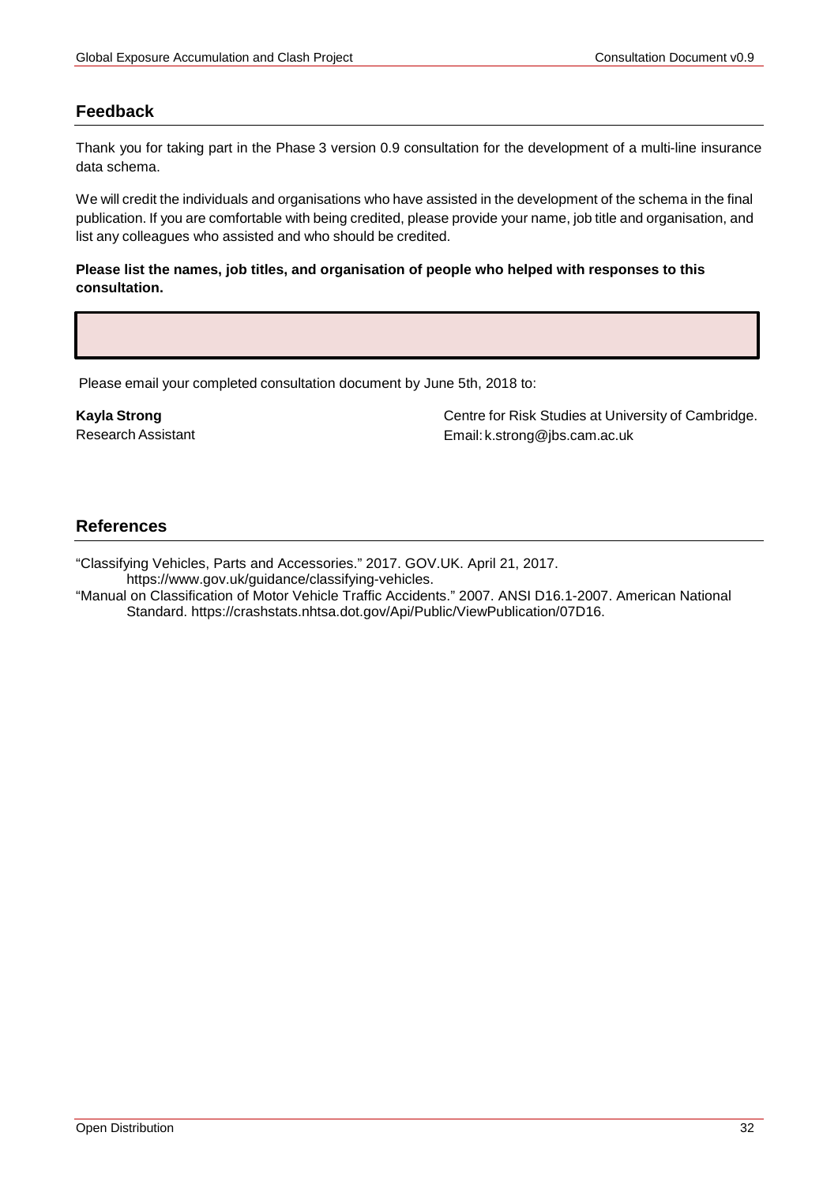## Feedback

Thank you for taking part in the Phase 3 version 0.9 consultation for the development of a multi-line insurance data schema.

We will credit the individuals and organisations who have assisted in the development of the schema in the final publication. If you are comfortable with being credited, please provide your name, job title and organisation, and list any colleagues who assisted and who should be credited.

**Please list the names, job titles, and organisation of people who helped with responses to this consultation.**

Please email your completed consultation document by June 5th, 2018 to:

**Kayla Strong**
Research Assistant

Centre for Risk Studies at University of Cambridge.
Email: k.strong@jbs.cam.ac.uk

## References

"Classifying Vehicles, Parts and Accessories." 2017. GOV.UK. April 21, 2017. https://www.gov.uk/guidance/classifying-vehicles.

"Manual on Classification of Motor Vehicle Traffic Accidents." 2007. ANSI D16.1-2007. American National Standard. https://crashstats.nhtsa.dot.gov/Api/Public/ViewPublication/07D16.